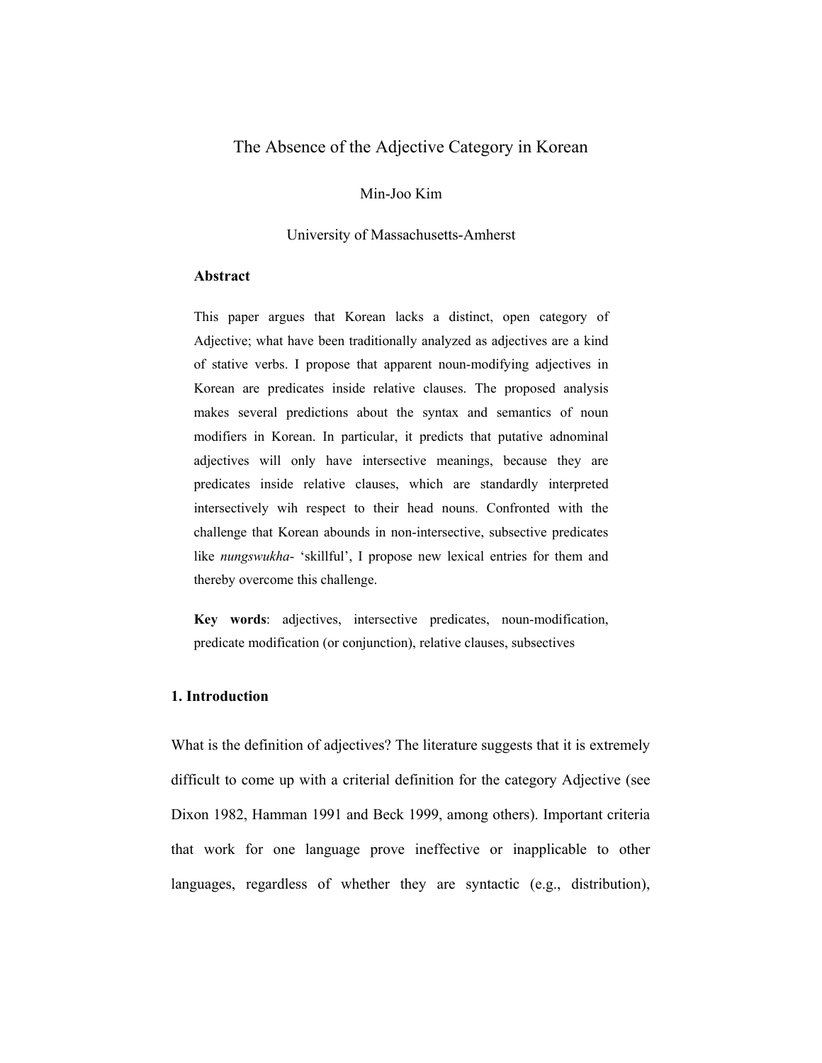# The Absence of the Adjective Category in Korean

Min-Joo Kim

University of Massachusetts-Amherst

**Abstract**

This paper argues that Korean lacks a distinct, open category of Adjective; what have been traditionally analyzed as adjectives are a kind of stative verbs. I propose that apparent noun-modifying adjectives in Korean are predicates inside relative clauses. The proposed analysis makes several predictions about the syntax and semantics of noun modifiers in Korean. In particular, it predicts that putative adnominal adjectives will only have intersective meanings, because they are predicates inside relative clauses, which are standardly interpreted intersectively wih respect to their head nouns. Confronted with the challenge that Korean abounds in non-intersective, subsective predicates like *nungswukha-* 'skillful', I propose new lexical entries for them and thereby overcome this challenge.

**Key words**: adjectives, intersective predicates, noun-modification, predicate modification (or conjunction), relative clauses, subsectives

## 1. Introduction

What is the definition of adjectives? The literature suggests that it is extremely difficult to come up with a criterial definition for the category Adjective (see Dixon 1982, Hamman 1991 and Beck 1999, among others). Important criteria that work for one language prove ineffective or inapplicable to other languages, regardless of whether they are syntactic (e.g., distribution),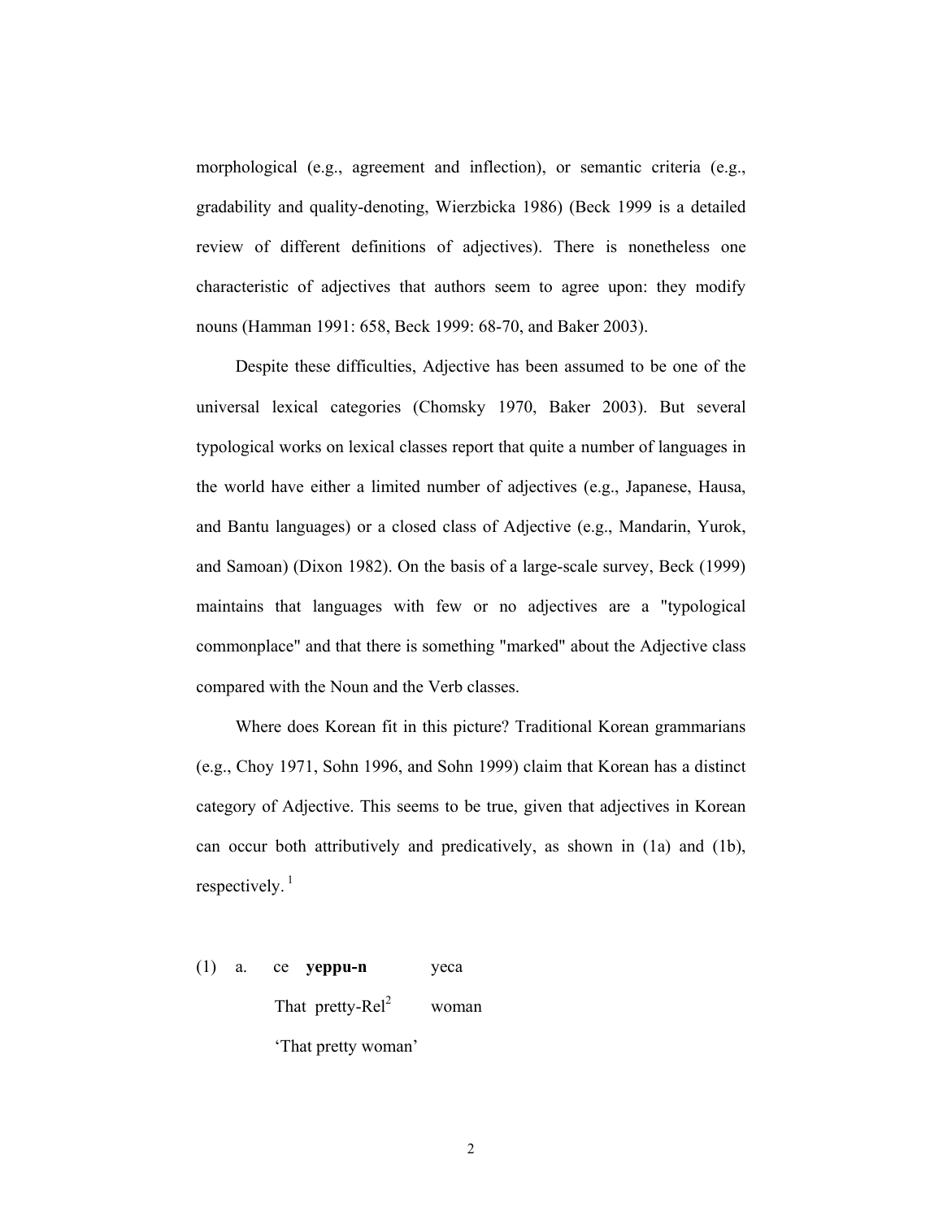morphological (e.g., agreement and inflection), or semantic criteria (e.g., gradability and quality-denoting, Wierzbicka 1986) (Beck 1999 is a detailed review of different definitions of adjectives). There is nonetheless one characteristic of adjectives that authors seem to agree upon: they modify nouns (Hamman 1991: 658, Beck 1999: 68-70, and Baker 2003).

Despite these difficulties, Adjective has been assumed to be one of the universal lexical categories (Chomsky 1970, Baker 2003). But several typological works on lexical classes report that quite a number of languages in the world have either a limited number of adjectives (e.g., Japanese, Hausa, and Bantu languages) or a closed class of Adjective (e.g., Mandarin, Yurok, and Samoan) (Dixon 1982). On the basis of a large-scale survey, Beck (1999) maintains that languages with few or no adjectives are a "typological commonplace" and that there is something "marked" about the Adjective class compared with the Noun and the Verb classes.

Where does Korean fit in this picture? Traditional Korean grammarians (e.g., Choy 1971, Sohn 1996, and Sohn 1999) claim that Korean has a distinct category of Adjective. This seems to be true, given that adjectives in Korean can occur both attributively and predicatively, as shown in (1a) and (1b), respectively. [1]

(1) a. ce **yeppu-n** yeca

That pretty-Rel[2] woman

'That pretty woman'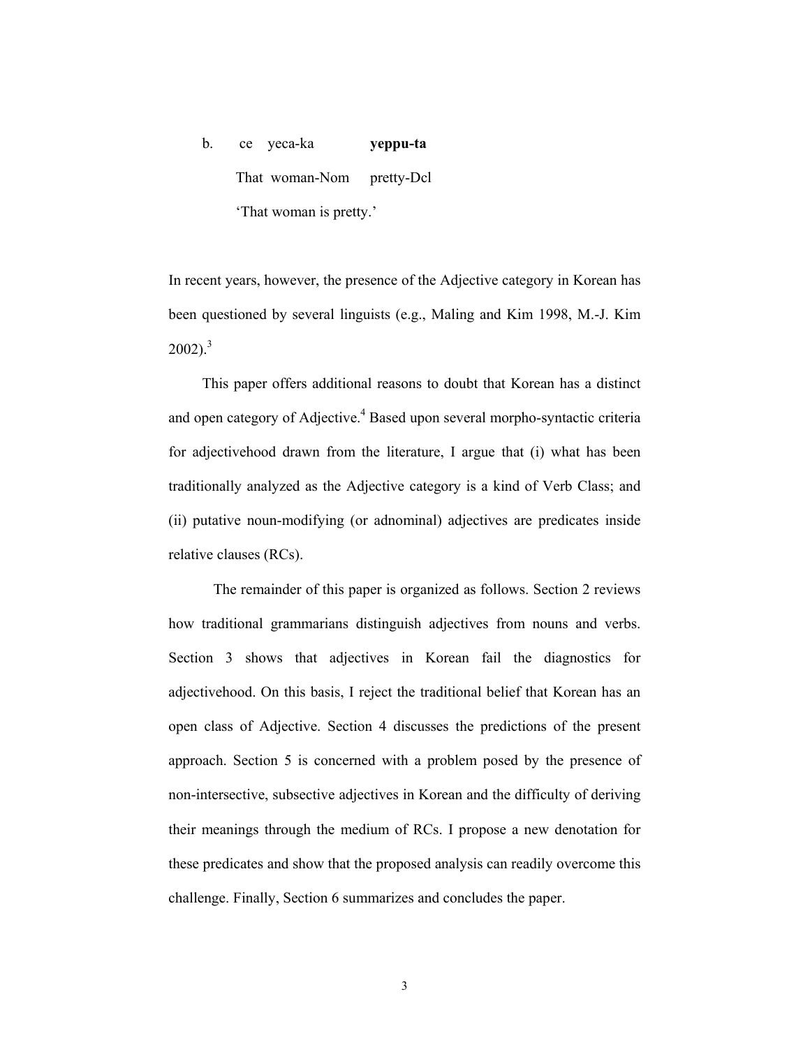b. ce yeca-ka **yeppu-ta**

That woman-Nom pretty-Dcl

'That woman is pretty.'

In recent years, however, the presence of the Adjective category in Korean has been questioned by several linguists (e.g., Maling and Kim 1998, M.-J. Kim 2002).[3]

This paper offers additional reasons to doubt that Korean has a distinct and open category of Adjective.[4] Based upon several morpho-syntactic criteria for adjectivehood drawn from the literature, I argue that (i) what has been traditionally analyzed as the Adjective category is a kind of Verb Class; and (ii) putative noun-modifying (or adnominal) adjectives are predicates inside relative clauses (RCs).

The remainder of this paper is organized as follows. Section 2 reviews how traditional grammarians distinguish adjectives from nouns and verbs. Section 3 shows that adjectives in Korean fail the diagnostics for adjectivehood. On this basis, I reject the traditional belief that Korean has an open class of Adjective. Section 4 discusses the predictions of the present approach. Section 5 is concerned with a problem posed by the presence of non-intersective, subsective adjectives in Korean and the difficulty of deriving their meanings through the medium of RCs. I propose a new denotation for these predicates and show that the proposed analysis can readily overcome this challenge. Finally, Section 6 summarizes and concludes the paper.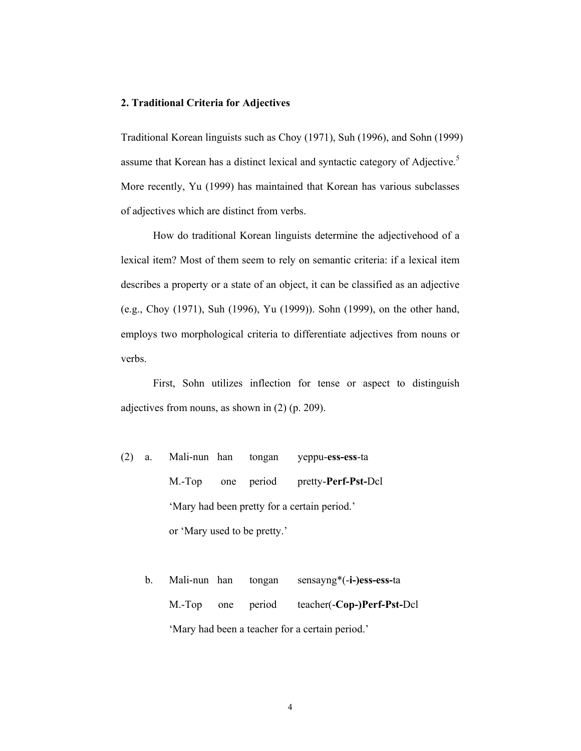## 2. Traditional Criteria for Adjectives

Traditional Korean linguists such as Choy (1971), Suh (1996), and Sohn (1999) assume that Korean has a distinct lexical and syntactic category of Adjective.[5] More recently, Yu (1999) has maintained that Korean has various subclasses of adjectives which are distinct from verbs.

How do traditional Korean linguists determine the adjectivehood of a lexical item? Most of them seem to rely on semantic criteria: if a lexical item describes a property or a state of an object, it can be classified as an adjective (e.g., Choy (1971), Suh (1996), Yu (1999)). Sohn (1999), on the other hand, employs two morphological criteria to differentiate adjectives from nouns or verbs.

First, Sohn utilizes inflection for tense or aspect to distinguish adjectives from nouns, as shown in (2) (p. 209).

(2) a. Mali-nun han tongan yeppu-**ess-ess**-ta
M.-Top one period pretty-**Perf-Pst-**Dcl
'Mary had been pretty for a certain period.'
or 'Mary used to be pretty.'

b. Mali-nun han tongan sensayng*(-**i-)ess-ess-**ta
M.-Top one period teacher(-**Cop-)Perf-Pst-**Dcl
'Mary had been a teacher for a certain period.'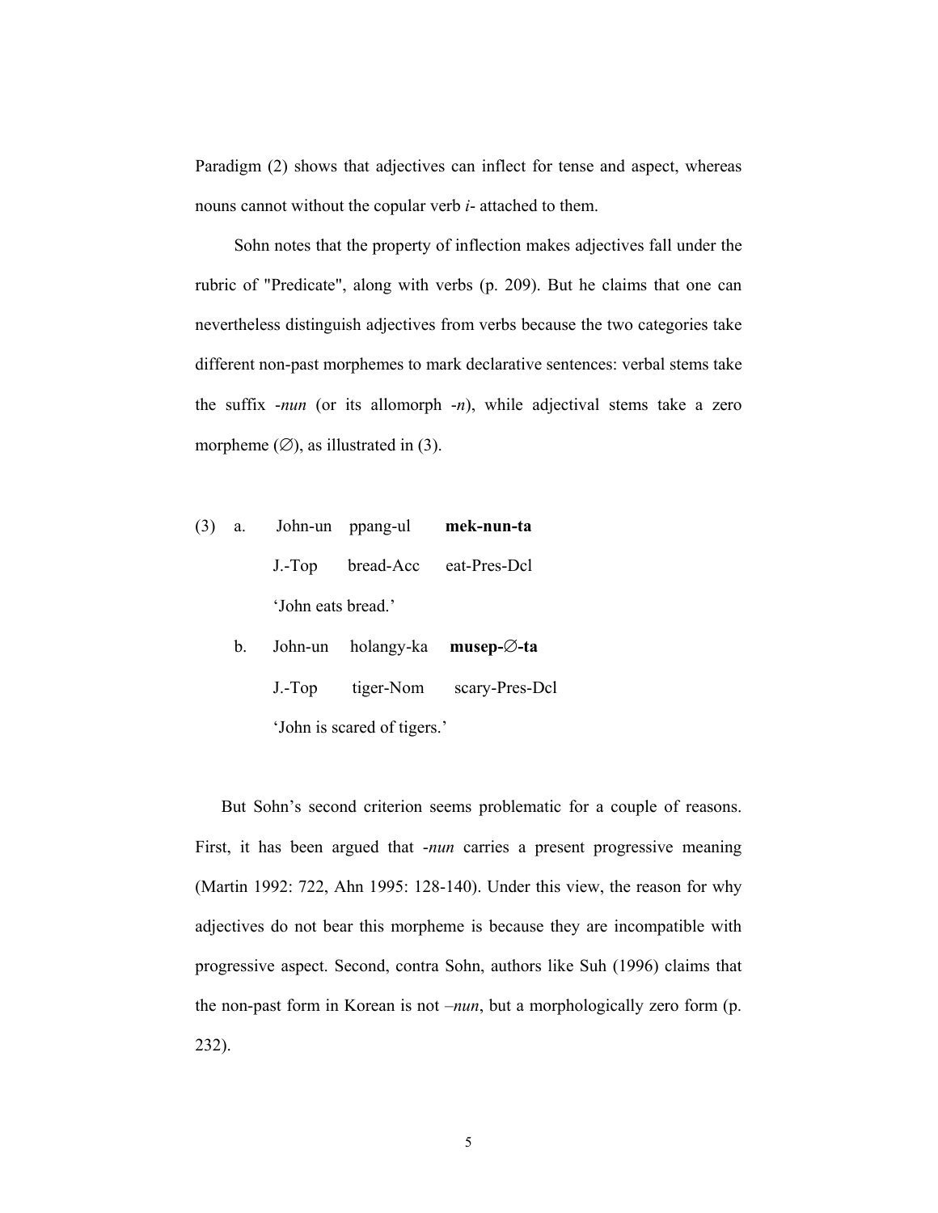Paradigm (2) shows that adjectives can inflect for tense and aspect, whereas nouns cannot without the copular verb *i-* attached to them.

Sohn notes that the property of inflection makes adjectives fall under the rubric of "Predicate", along with verbs (p. 209). But he claims that one can nevertheless distinguish adjectives from verbs because the two categories take different non-past morphemes to mark declarative sentences: verbal stems take the suffix *-nun* (or its allomorph *-n*), while adjectival stems take a zero morpheme (∅), as illustrated in (3).

(3) a. John-un ppang-ul **mek-nun-ta**

J.-Top bread-Acc eat-Pres-Dcl

'John eats bread.'

b. John-un holangy-ka **musep-∅-ta**

J.-Top tiger-Nom scary-Pres-Dcl

'John is scared of tigers.'

But Sohn's second criterion seems problematic for a couple of reasons. First, it has been argued that *-nun* carries a present progressive meaning (Martin 1992: 722, Ahn 1995: 128-140). Under this view, the reason for why adjectives do not bear this morpheme is because they are incompatible with progressive aspect. Second, contra Sohn, authors like Suh (1996) claims that the non-past form in Korean is not *–nun*, but a morphologically zero form (p. 232).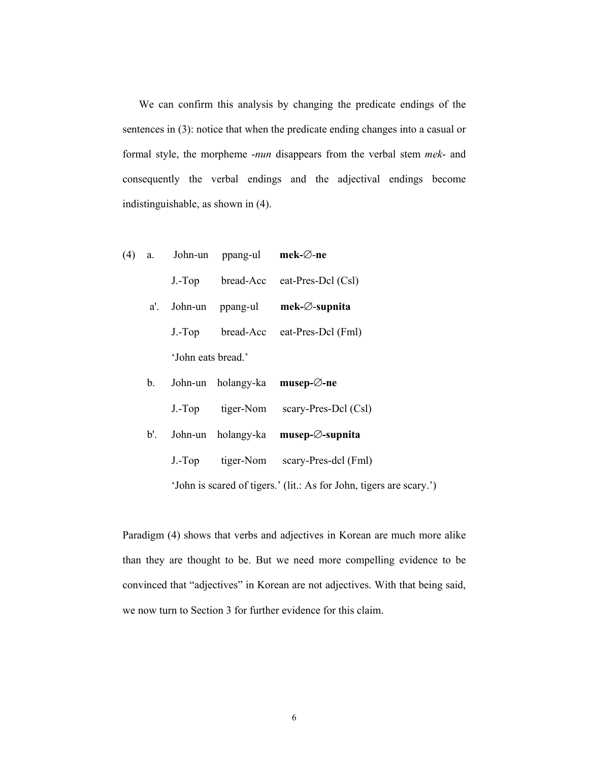We can confirm this analysis by changing the predicate endings of the sentences in (3): notice that when the predicate ending changes into a casual or formal style, the morpheme -*nun* disappears from the verbal stem *mek*- and consequently the verbal endings and the adjectival endings become indistinguishable, as shown in (4).

(4) a. John-un ppang-ul **mek-∅-ne**
 J.-Top bread-Acc eat-Pres-Dcl (Csl)

 a'. John-un ppang-ul **mek-∅-supnita**
 J.-Top bread-Acc eat-Pres-Dcl (Fml)
 'John eats bread.'

 b. John-un holangy-ka **musep-∅-ne**
 J.-Top tiger-Nom scary-Pres-Dcl (Csl)

 b'. John-un holangy-ka **musep-∅-supnita**
 J.-Top tiger-Nom scary-Pres-dcl (Fml)
 'John is scared of tigers.' (lit.: As for John, tigers are scary.')

Paradigm (4) shows that verbs and adjectives in Korean are much more alike than they are thought to be. But we need more compelling evidence to be convinced that "adjectives" in Korean are not adjectives. With that being said, we now turn to Section 3 for further evidence for this claim.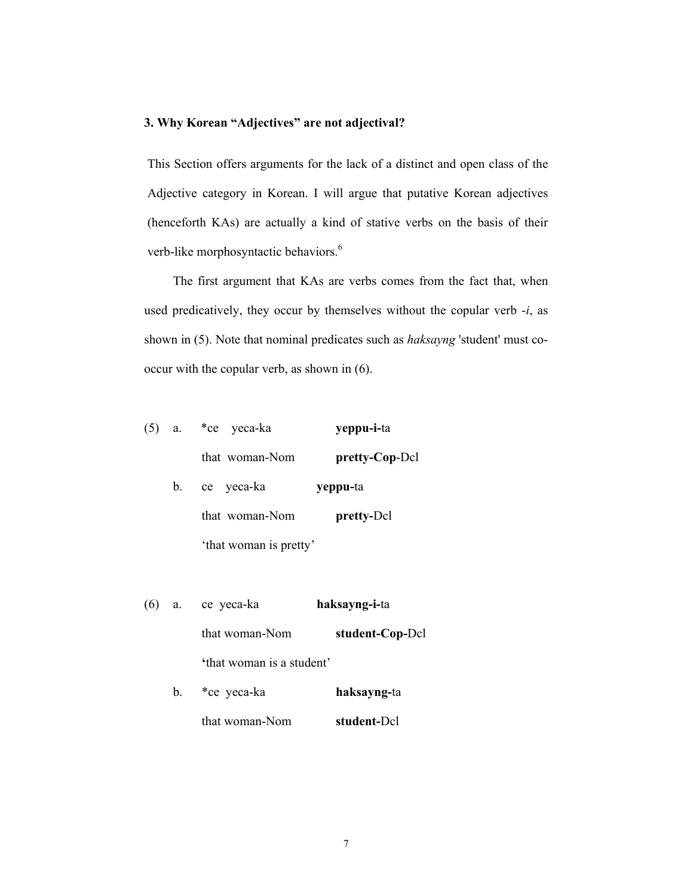### 3. Why Korean "Adjectives" are not adjectival?

This Section offers arguments for the lack of a distinct and open class of the Adjective category in Korean. I will argue that putative Korean adjectives (henceforth KAs) are actually a kind of stative verbs on the basis of their verb-like morphosyntactic behaviors.[6]

The first argument that KAs are verbs comes from the fact that, when used predicatively, they occur by themselves without the copular verb *-i*, as shown in (5). Note that nominal predicates such as *haksayng* 'student' must co-occur with the copular verb, as shown in (6).

(5) a. *ce yeca-ka **yeppu-i-**ta
   that woman-Nom **pretty-Cop**-Dcl

   b. ce yeca-ka **yeppu-**ta
   that woman-Nom **pretty-**Dcl
   'that woman is pretty'

(6) a. ce yeca-ka **haksayng-i-**ta
   that woman-Nom **student-Cop-**Dcl
   'that woman is a student'

   b. *ce yeca-ka **haksayng-**ta
   that woman-Nom **student-**Dcl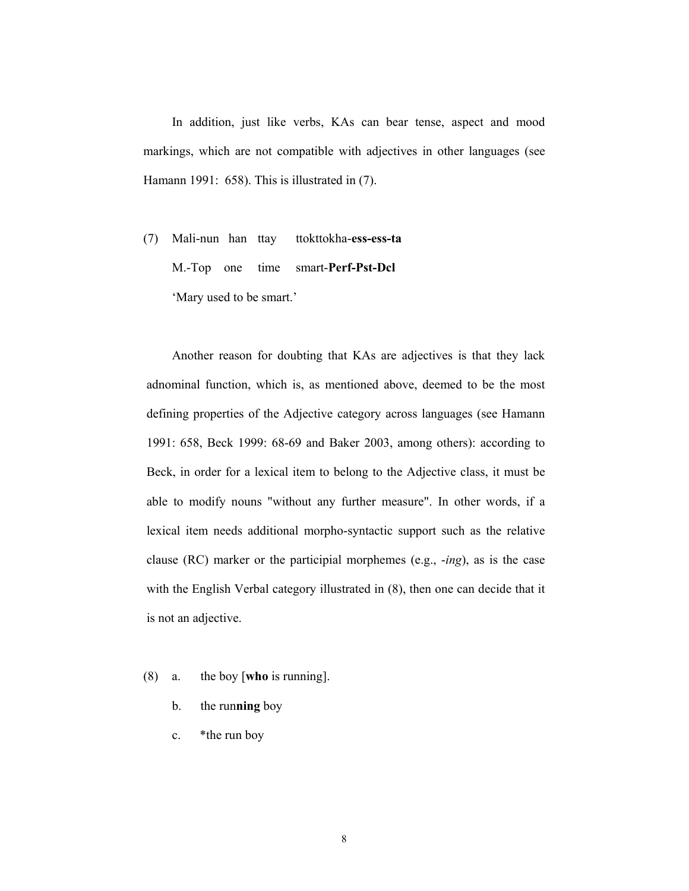In addition, just like verbs, KAs can bear tense, aspect and mood markings, which are not compatible with adjectives in other languages (see Hamann 1991: 658). This is illustrated in (7).

(7) Mali-nun han ttay ttokttokha-**ess-ess-ta**
M.-Top one time smart-**Perf-Pst-Dcl**
'Mary used to be smart.'

Another reason for doubting that KAs are adjectives is that they lack adnominal function, which is, as mentioned above, deemed to be the most defining properties of the Adjective category across languages (see Hamann 1991: 658, Beck 1999: 68-69 and Baker 2003, among others): according to Beck, in order for a lexical item to belong to the Adjective class, it must be able to modify nouns "without any further measure". In other words, if a lexical item needs additional morpho-syntactic support such as the relative clause (RC) marker or the participial morphemes (e.g., -*ing*), as is the case with the English Verbal category illustrated in (8), then one can decide that it is not an adjective.

(8) a. the boy [**who** is running].
b. the run**ning** boy
c. *the run boy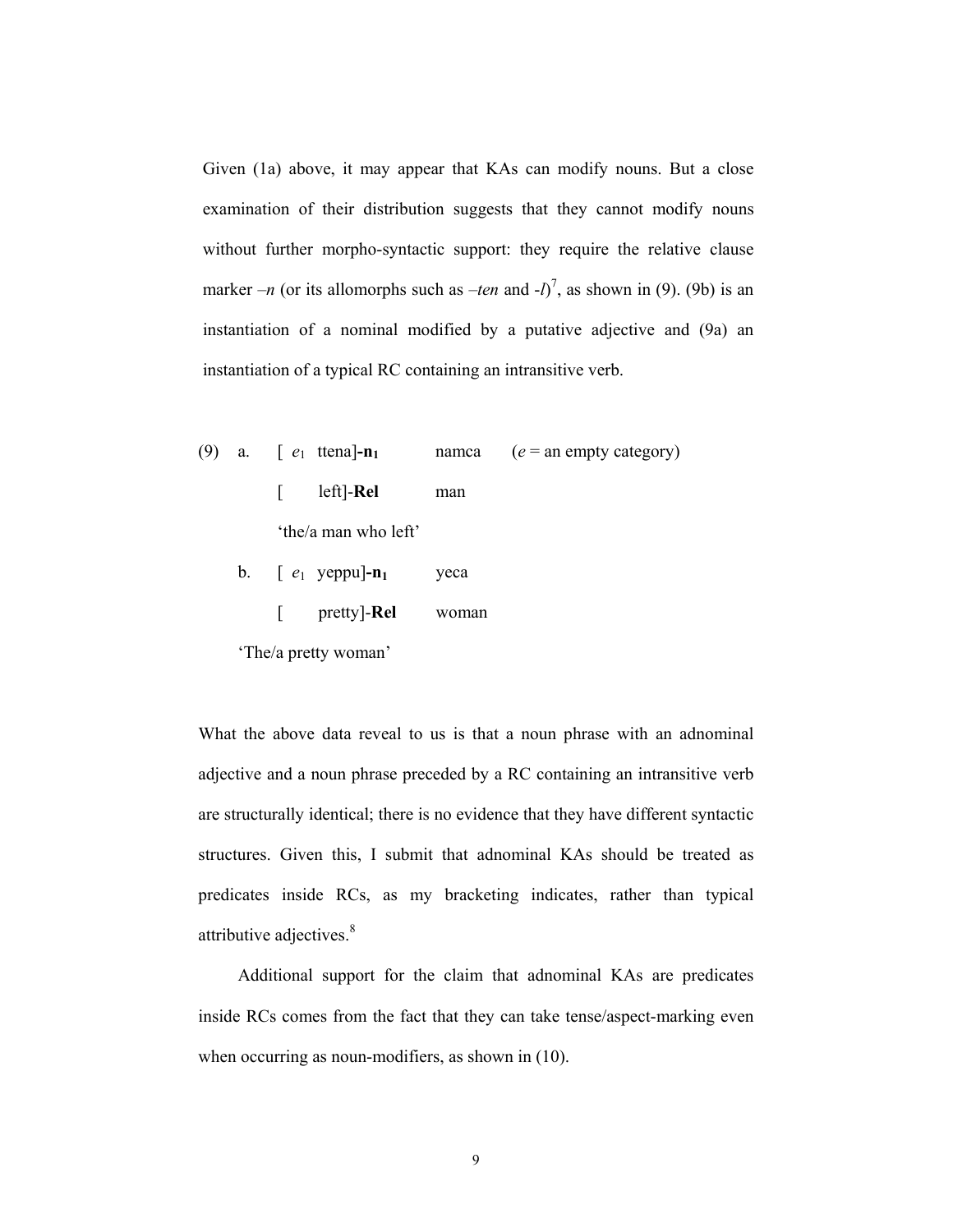Given (1a) above, it may appear that KAs can modify nouns. But a close examination of their distribution suggests that they cannot modify nouns without further morpho-syntactic support: they require the relative clause marker *–n* (or its allomorphs such as *–ten* and *-l*)[7], as shown in (9). (9b) is an instantiation of a nominal modified by a putative adjective and (9a) an instantiation of a typical RC containing an intransitive verb.

(9) a. [ $e_1$ ttena]-**n$_1$** namca (*e* = an empty category)

[ left]-**Rel** man

'the/a man who left'

b. [ $e_1$ yeppu]-**n$_1$** yeca

[ pretty]-**Rel** woman

'The/a pretty woman'

What the above data reveal to us is that a noun phrase with an adnominal adjective and a noun phrase preceded by a RC containing an intransitive verb are structurally identical; there is no evidence that they have different syntactic structures. Given this, I submit that adnominal KAs should be treated as predicates inside RCs, as my bracketing indicates, rather than typical attributive adjectives.[8]

Additional support for the claim that adnominal KAs are predicates inside RCs comes from the fact that they can take tense/aspect-marking even when occurring as noun-modifiers, as shown in (10).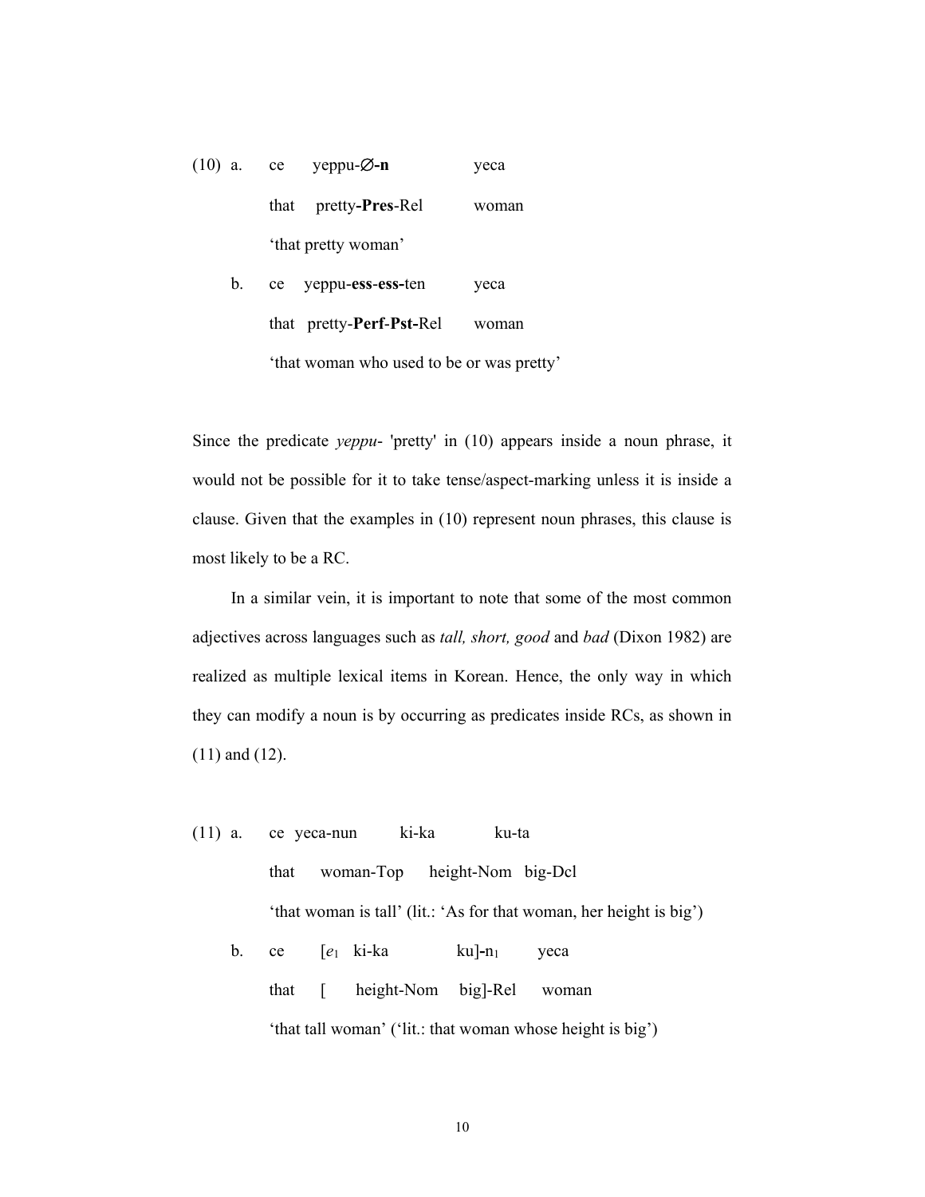(10) a. ce yeppu-∅-**n** yeca

that pretty-**Pres**-Rel woman

'that pretty woman'

b. ce yeppu-**ess**-**ess**-ten yeca

that pretty-**Perf**-**Pst**-Rel woman

'that woman who used to be or was pretty'

Since the predicate *yeppu-* 'pretty' in (10) appears inside a noun phrase, it would not be possible for it to take tense/aspect-marking unless it is inside a clause. Given that the examples in (10) represent noun phrases, this clause is most likely to be a RC.

In a similar vein, it is important to note that some of the most common adjectives across languages such as *tall, short, good* and *bad* (Dixon 1982) are realized as multiple lexical items in Korean. Hence, the only way in which they can modify a noun is by occurring as predicates inside RCs, as shown in (11) and (12).

(11) a. ce yeca-nun ki-ka ku-ta

that woman-Top height-Nom big-Dcl

'that woman is tall' (lit.: 'As for that woman, her height is big')

b. ce [$e_1$ ki-ka ku]-$n_1$ yeca

that [ height-Nom big]-Rel woman

'that tall woman' ('lit.: that woman whose height is big')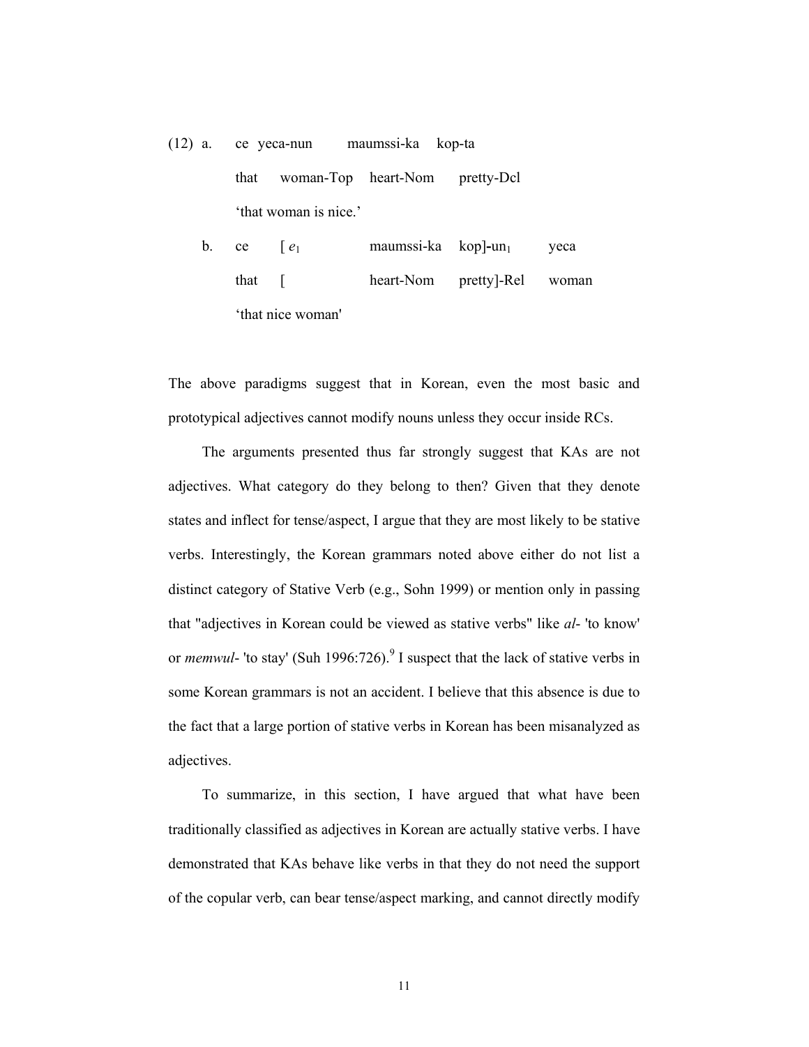(12) a. ce yeca-nun maumssi-ka kop-ta

that woman-Top heart-Nom pretty-Dcl

'that woman is nice.'

b. ce [ $e_1$ maumssi-ka kop]-un$_1$ yeca

that [ heart-Nom pretty]-Rel woman

'that nice woman'

The above paradigms suggest that in Korean, even the most basic and prototypical adjectives cannot modify nouns unless they occur inside RCs.

The arguments presented thus far strongly suggest that KAs are not adjectives. What category do they belong to then? Given that they denote states and inflect for tense/aspect, I argue that they are most likely to be stative verbs. Interestingly, the Korean grammars noted above either do not list a distinct category of Stative Verb (e.g., Sohn 1999) or mention only in passing that "adjectives in Korean could be viewed as stative verbs" like *al-* 'to know' or *memwul-* 'to stay' (Suh 1996:726).[9] I suspect that the lack of stative verbs in some Korean grammars is not an accident. I believe that this absence is due to the fact that a large portion of stative verbs in Korean has been misanalyzed as adjectives.

To summarize, in this section, I have argued that what have been traditionally classified as adjectives in Korean are actually stative verbs. I have demonstrated that KAs behave like verbs in that they do not need the support of the copular verb, can bear tense/aspect marking, and cannot directly modify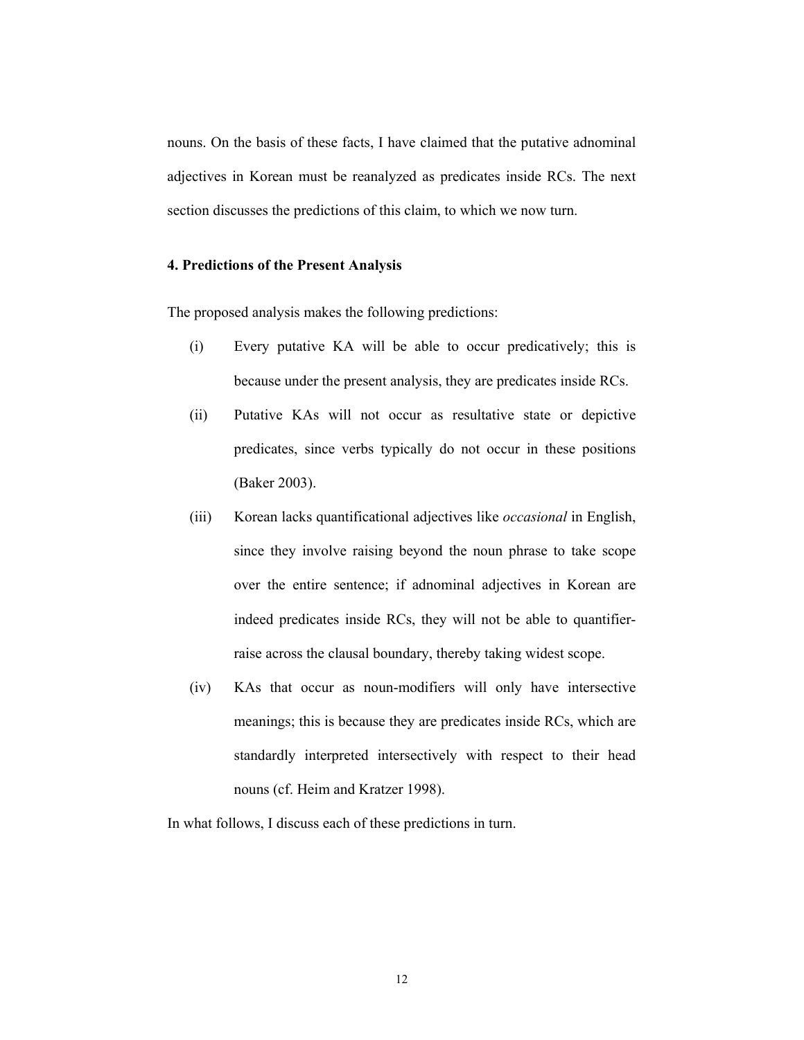nouns. On the basis of these facts, I have claimed that the putative adnominal adjectives in Korean must be reanalyzed as predicates inside RCs. The next section discusses the predictions of this claim, to which we now turn.

## 4. Predictions of the Present Analysis

The proposed analysis makes the following predictions:

(i) Every putative KA will be able to occur predicatively; this is because under the present analysis, they are predicates inside RCs.

(ii) Putative KAs will not occur as resultative state or depictive predicates, since verbs typically do not occur in these positions (Baker 2003).

(iii) Korean lacks quantificational adjectives like *occasional* in English, since they involve raising beyond the noun phrase to take scope over the entire sentence; if adnominal adjectives in Korean are indeed predicates inside RCs, they will not be able to quantifier-raise across the clausal boundary, thereby taking widest scope.

(iv) KAs that occur as noun-modifiers will only have intersective meanings; this is because they are predicates inside RCs, which are standardly interpreted intersectively with respect to their head nouns (cf. Heim and Kratzer 1998).

In what follows, I discuss each of these predictions in turn.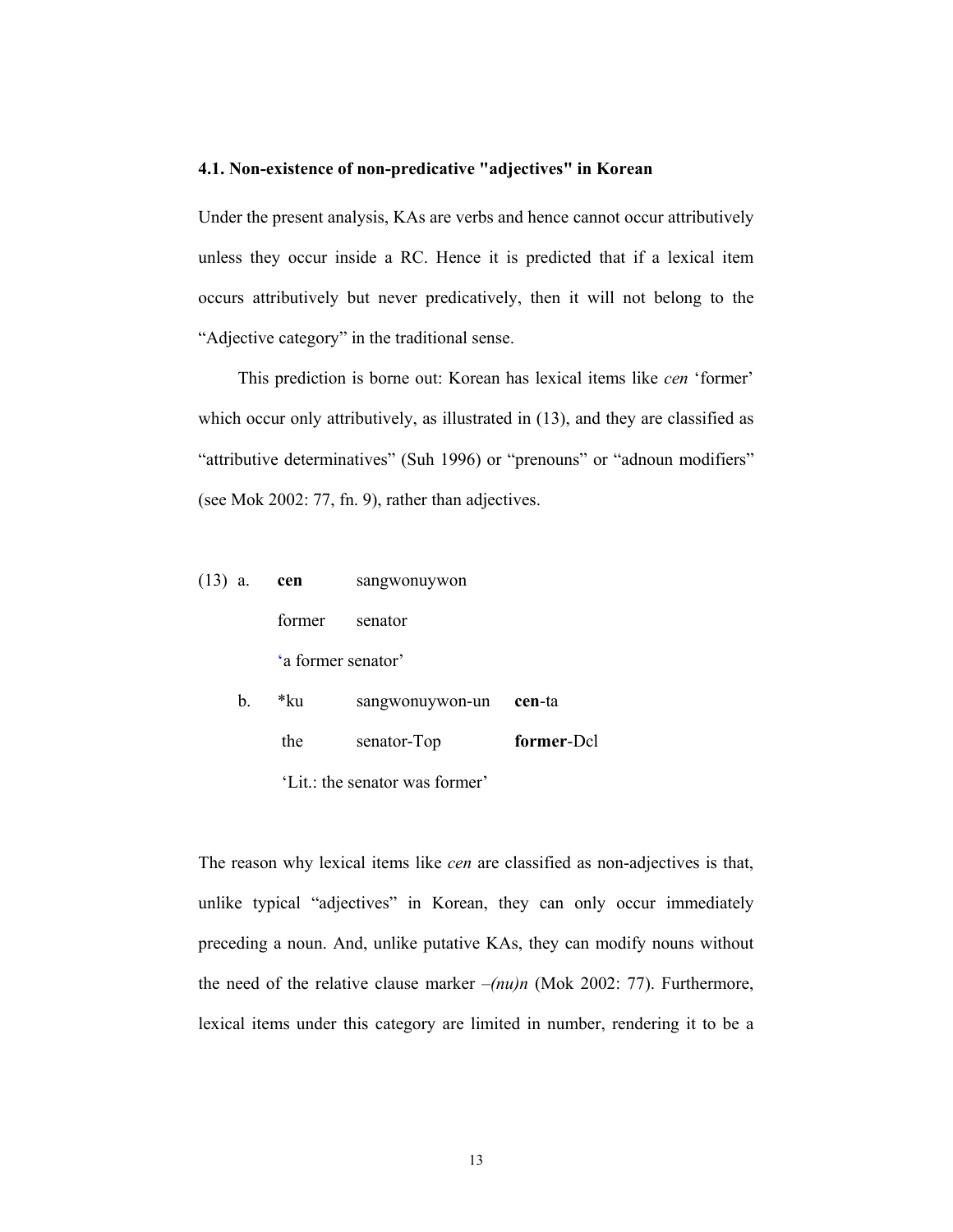### 4.1. Non-existence of non-predicative "adjectives" in Korean

Under the present analysis, KAs are verbs and hence cannot occur attributively unless they occur inside a RC. Hence it is predicted that if a lexical item occurs attributively but never predicatively, then it will not belong to the "Adjective category" in the traditional sense.

This prediction is borne out: Korean has lexical items like *cen* 'former' which occur only attributively, as illustrated in (13), and they are classified as "attributive determinatives" (Suh 1996) or "prenouns" or "adnoun modifiers" (see Mok 2002: 77, fn. 9), rather than adjectives.

(13) a. **cen** sangwonuywon
former senator
'a former senator'

b. *ku sangwonuywon-un **cen**-ta
the senator-Top **former**-Dcl
'Lit.: the senator was former'

The reason why lexical items like *cen* are classified as non-adjectives is that, unlike typical "adjectives" in Korean, they can only occur immediately preceding a noun. And, unlike putative KAs, they can modify nouns without the need of the relative clause marker *–(nu)n* (Mok 2002: 77). Furthermore, lexical items under this category are limited in number, rendering it to be a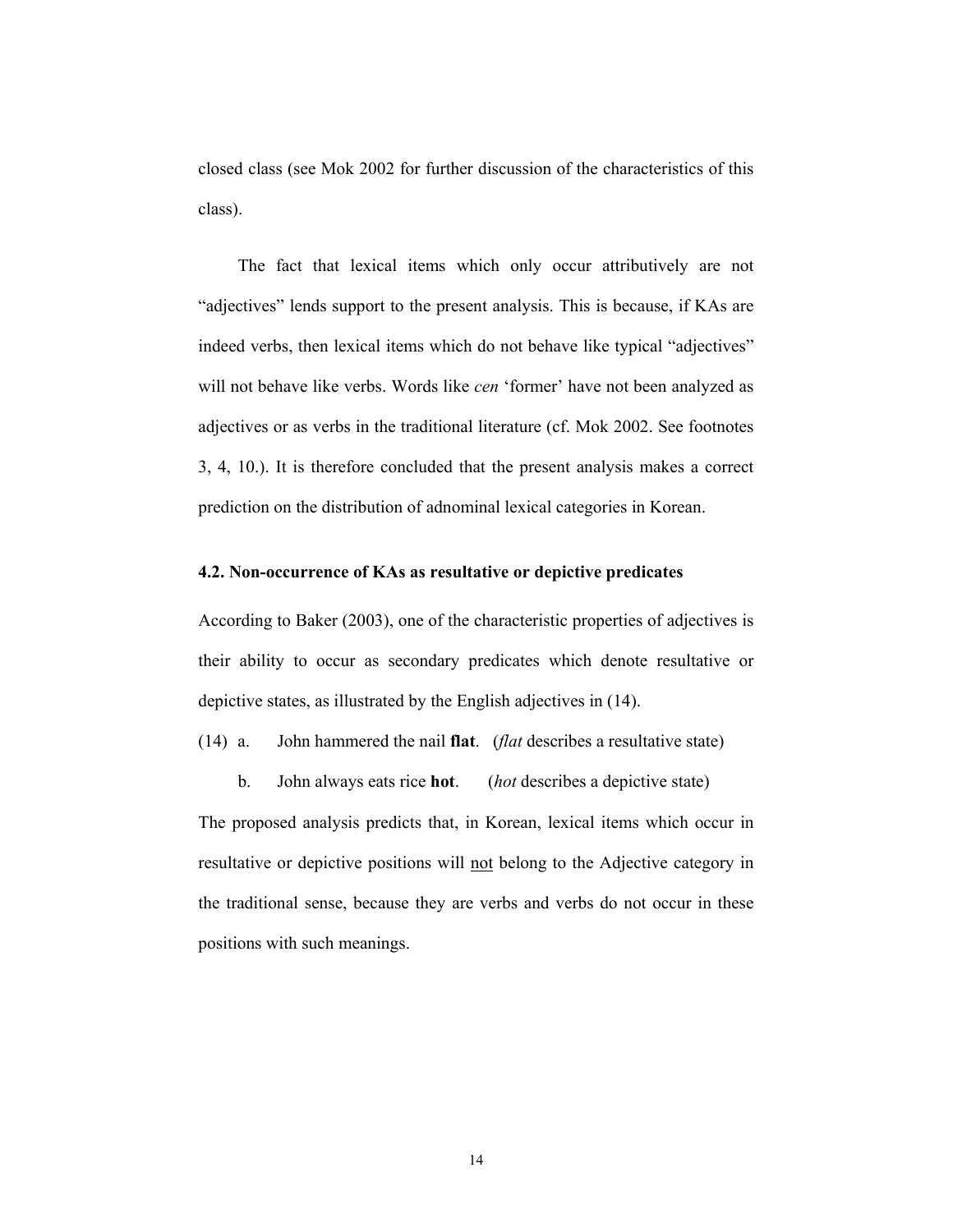closed class (see Mok 2002 for further discussion of the characteristics of this class).

The fact that lexical items which only occur attributively are not "adjectives" lends support to the present analysis. This is because, if KAs are indeed verbs, then lexical items which do not behave like typical "adjectives" will not behave like verbs. Words like *cen* 'former' have not been analyzed as adjectives or as verbs in the traditional literature (cf. Mok 2002. See footnotes 3, 4, 10.). It is therefore concluded that the present analysis makes a correct prediction on the distribution of adnominal lexical categories in Korean.

### 4.2. Non-occurrence of KAs as resultative or depictive predicates

According to Baker (2003), one of the characteristic properties of adjectives is their ability to occur as secondary predicates which denote resultative or depictive states, as illustrated by the English adjectives in (14).

(14) a. John hammered the nail **flat**. (*flat* describes a resultative state)

b. John always eats rice **hot**. (*hot* describes a depictive state)

The proposed analysis predicts that, in Korean, lexical items which occur in resultative or depictive positions will <u>not</u> belong to the Adjective category in the traditional sense, because they are verbs and verbs do not occur in these positions with such meanings.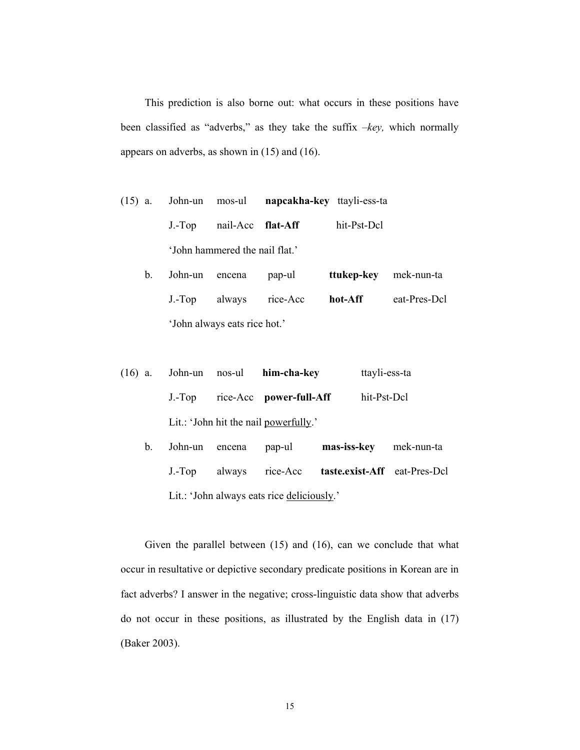This prediction is also borne out: what occurs in these positions have been classified as "adverbs," as they take the suffix *–key,* which normally appears on adverbs, as shown in (15) and (16).

(15) a. John-un mos-ul **napcakha-key** ttayli-ess-ta
   J.-Top nail-Acc **flat-Aff** hit-Pst-Dcl
   'John hammered the nail flat.'

  b. John-un encena pap-ul **ttukep-key** mek-nun-ta
   J.-Top always rice-Acc **hot-Aff** eat-Pres-Dcl
   'John always eats rice hot.'

(16) a. John-un nos-ul **him-cha-key** ttayli-ess-ta
   J.-Top rice-Acc **power-full-Aff** hit-Pst-Dcl
   Lit.: 'John hit the nail <u>powerfully</u>.'

  b. John-un encena pap-ul **mas-iss-key** mek-nun-ta
   J.-Top always rice-Acc **taste.exist-Aff** eat-Pres-Dcl
   Lit.: 'John always eats rice <u>deliciously</u>.'

Given the parallel between (15) and (16), can we conclude that what occur in resultative or depictive secondary predicate positions in Korean are in fact adverbs? I answer in the negative; cross-linguistic data show that adverbs do not occur in these positions, as illustrated by the English data in (17) (Baker 2003).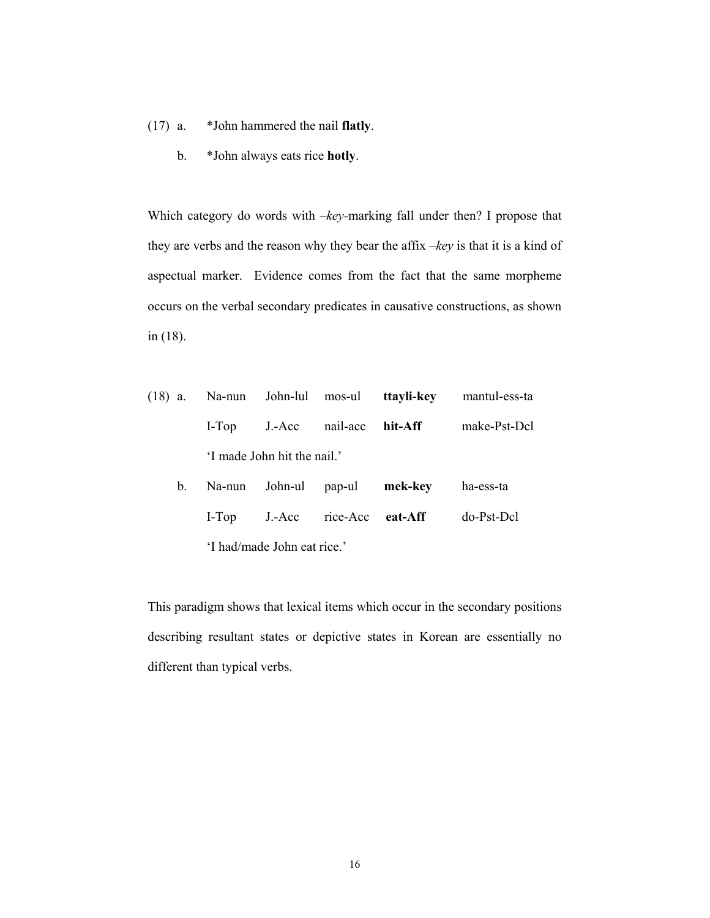(17) a. *John hammered the nail **flatly**.

b. *John always eats rice **hotly**.

Which category do words with *–key*-marking fall under then? I propose that they are verbs and the reason why they bear the affix *–key* is that it is a kind of aspectual marker. Evidence comes from the fact that the same morpheme occurs on the verbal secondary predicates in causative constructions, as shown in (18).

(18) a.

| Na-nun | John-lul | mos-ul | **ttayli-key** | mantul-ess-ta |
|---|---|---|---|---|
| I-Top | J.-Acc | nail-acc | **hit-Aff** | make-Pst-Dcl |

'I made John hit the nail.'

b.

| Na-nun | John-ul | pap-ul | **mek-key** | ha-ess-ta |
|---|---|---|---|---|
| I-Top | J.-Acc | rice-Acc | **eat-Aff** | do-Pst-Dcl |

'I had/made John eat rice.'

This paradigm shows that lexical items which occur in the secondary positions describing resultant states or depictive states in Korean are essentially no different than typical verbs.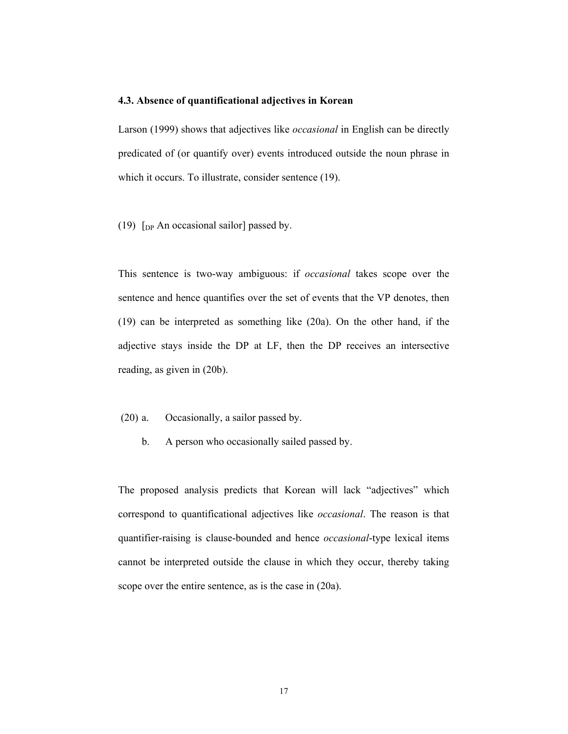### 4.3. Absence of quantificational adjectives in Korean

Larson (1999) shows that adjectives like *occasional* in English can be directly predicated of (or quantify over) events introduced outside the noun phrase in which it occurs. To illustrate, consider sentence (19).

(19) [$_{DP}$ An occasional sailor] passed by.

This sentence is two-way ambiguous: if *occasional* takes scope over the sentence and hence quantifies over the set of events that the VP denotes, then (19) can be interpreted as something like (20a). On the other hand, if the adjective stays inside the DP at LF, then the DP receives an intersective reading, as given in (20b).

(20) a. Occasionally, a sailor passed by.

b. A person who occasionally sailed passed by.

The proposed analysis predicts that Korean will lack "adjectives" which correspond to quantificational adjectives like *occasional*. The reason is that quantifier-raising is clause-bounded and hence *occasional*-type lexical items cannot be interpreted outside the clause in which they occur, thereby taking scope over the entire sentence, as is the case in (20a).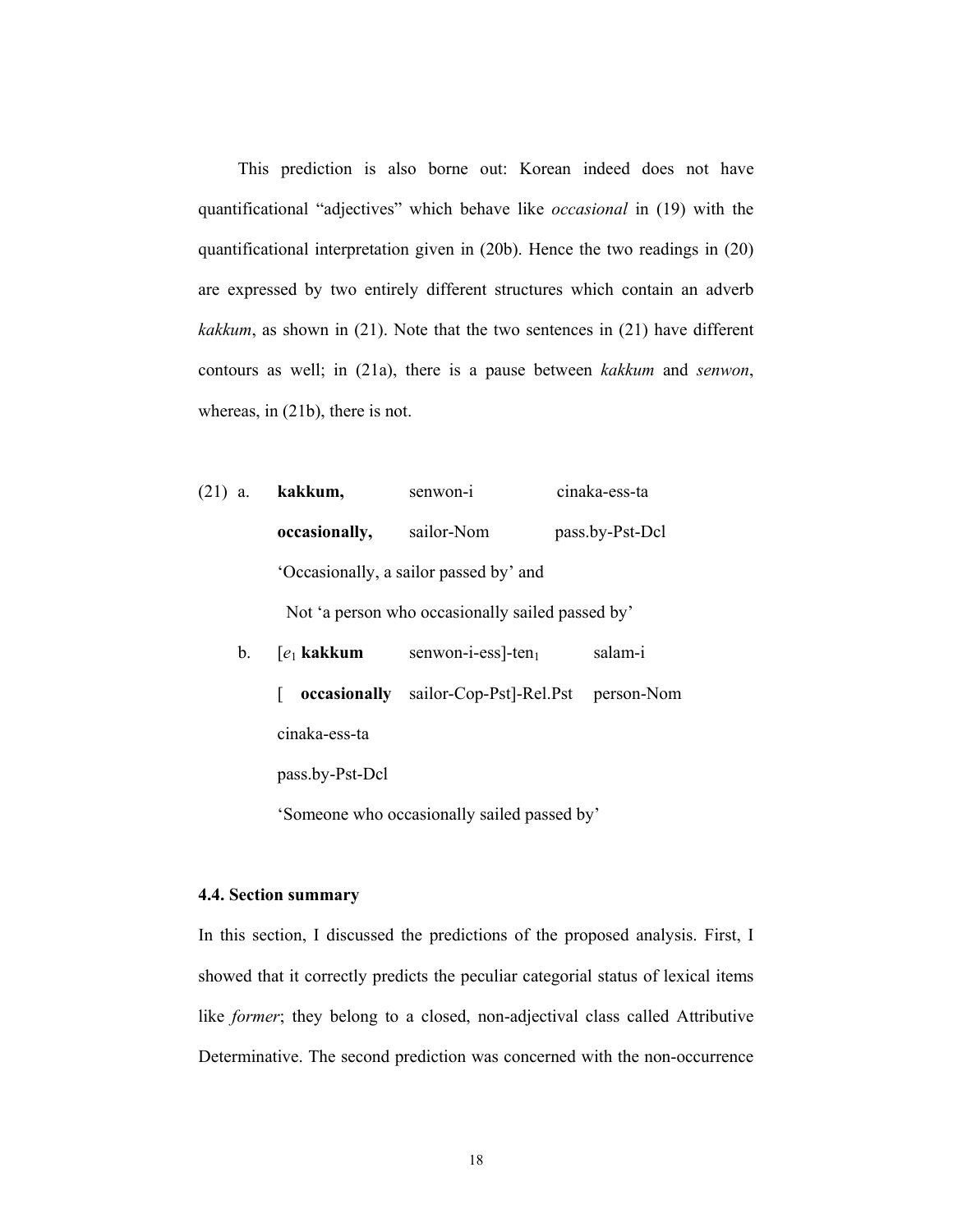This prediction is also borne out: Korean indeed does not have quantificational "adjectives" which behave like *occasional* in (19) with the quantificational interpretation given in (20b). Hence the two readings in (20) are expressed by two entirely different structures which contain an adverb *kakkum*, as shown in (21). Note that the two sentences in (21) have different contours as well; in (21a), there is a pause between *kakkum* and *senwon*, whereas, in (21b), there is not.

(21) a. **kakkum,** senwon-i cinaka-ess-ta

**occasionally,** sailor-Nom pass.by-Pst-Dcl

'Occasionally, a sailor passed by' and

Not 'a person who occasionally sailed passed by'

b. [$e_1$ **kakkum** senwon-i-ess]-ten$_1$ salam-i

[ **occasionally** sailor-Cop-Pst]-Rel.Pst person-Nom

cinaka-ess-ta

pass.by-Pst-Dcl

'Someone who occasionally sailed passed by'

### 4.4. Section summary

In this section, I discussed the predictions of the proposed analysis. First, I showed that it correctly predicts the peculiar categorial status of lexical items like *former*; they belong to a closed, non-adjectival class called Attributive Determinative. The second prediction was concerned with the non-occurrence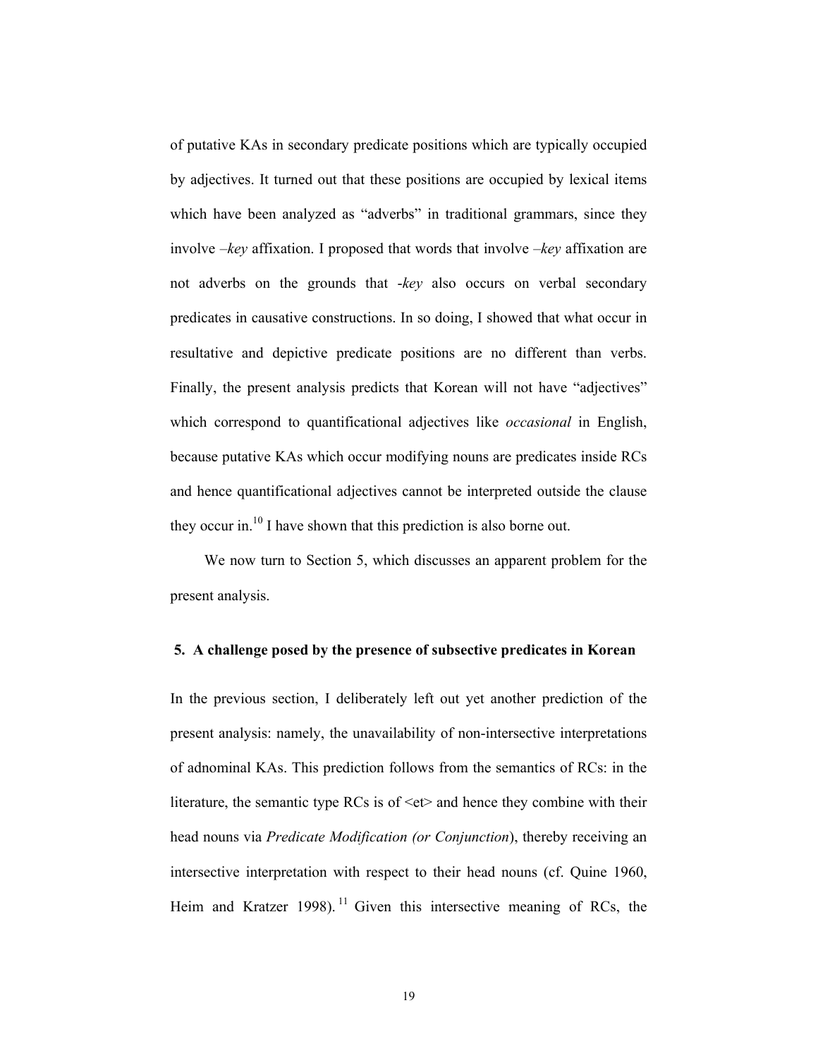of putative KAs in secondary predicate positions which are typically occupied by adjectives. It turned out that these positions are occupied by lexical items which have been analyzed as "adverbs" in traditional grammars, since they involve *–key* affixation. I proposed that words that involve *–key* affixation are not adverbs on the grounds that *-key* also occurs on verbal secondary predicates in causative constructions. In so doing, I showed that what occur in resultative and depictive predicate positions are no different than verbs. Finally, the present analysis predicts that Korean will not have "adjectives" which correspond to quantificational adjectives like *occasional* in English, because putative KAs which occur modifying nouns are predicates inside RCs and hence quantificational adjectives cannot be interpreted outside the clause they occur in.[10] I have shown that this prediction is also borne out.

We now turn to Section 5, which discusses an apparent problem for the present analysis.

## 5. A challenge posed by the presence of subsective predicates in Korean

In the previous section, I deliberately left out yet another prediction of the present analysis: namely, the unavailability of non-intersective interpretations of adnominal KAs. This prediction follows from the semantics of RCs: in the literature, the semantic type RCs is of <et> and hence they combine with their head nouns via *Predicate Modification (or Conjunction)*, thereby receiving an intersective interpretation with respect to their head nouns (cf. Quine 1960, Heim and Kratzer 1998).[11] Given this intersective meaning of RCs, the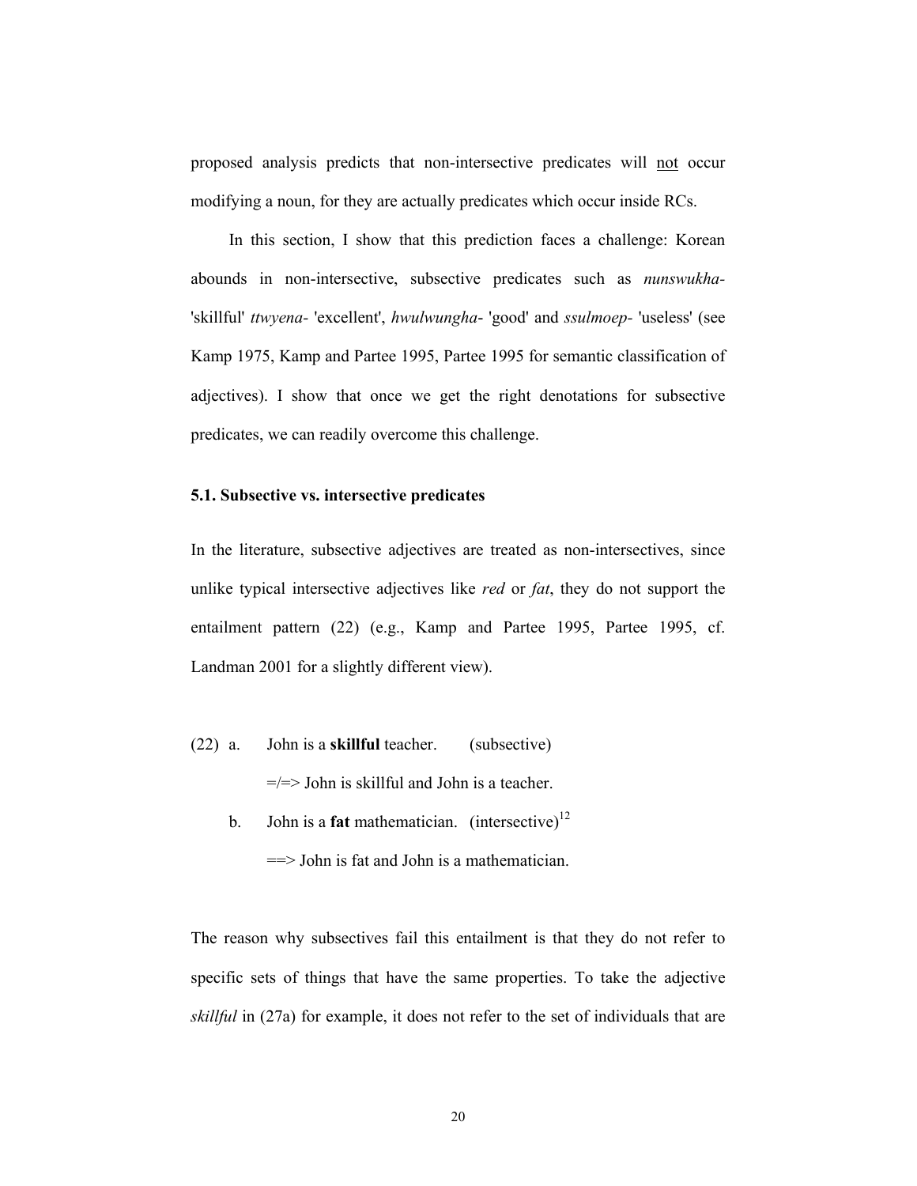proposed analysis predicts that non-intersective predicates will <u>not</u> occur modifying a noun, for they are actually predicates which occur inside RCs.

In this section, I show that this prediction faces a challenge: Korean abounds in non-intersective, subsective predicates such as *nunswukha-* 'skillful' *ttwyena-* 'excellent', *hwulwungha-* 'good' and *ssulmoep-* 'useless' (see Kamp 1975, Kamp and Partee 1995, Partee 1995 for semantic classification of adjectives). I show that once we get the right denotations for subsective predicates, we can readily overcome this challenge.

### 5.1. Subsective vs. intersective predicates

In the literature, subsective adjectives are treated as non-intersectives, since unlike typical intersective adjectives like *red* or *fat*, they do not support the entailment pattern (22) (e.g., Kamp and Partee 1995, Partee 1995, cf. Landman 2001 for a slightly different view).

(22) a. John is a **skillful** teacher. (subsective)

=/=> John is skillful and John is a teacher.

b. John is a **fat** mathematician. (intersective)[12]

==> John is fat and John is a mathematician.

The reason why subsectives fail this entailment is that they do not refer to specific sets of things that have the same properties. To take the adjective *skillful* in (27a) for example, it does not refer to the set of individuals that are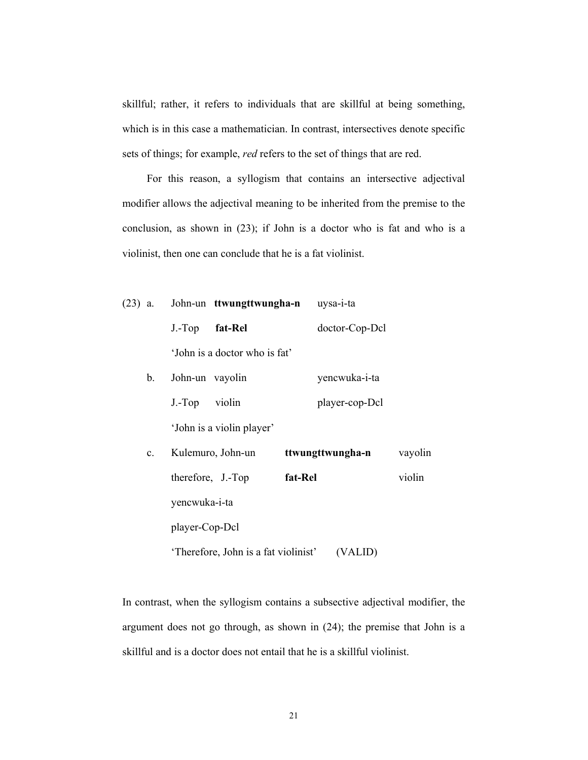skillful; rather, it refers to individuals that are skillful at being something, which is in this case a mathematician. In contrast, intersectives denote specific sets of things; for example, *red* refers to the set of things that are red.

For this reason, a syllogism that contains an intersective adjectival modifier allows the adjectival meaning to be inherited from the premise to the conclusion, as shown in (23); if John is a doctor who is fat and who is a violinist, then one can conclude that he is a fat violinist.

(23) a. John-un **ttwungttwungha-n** uysa-i-ta
J.-Top **fat-Rel** doctor-Cop-Dcl
'John is a doctor who is fat'

b. John-un vayolin yencwuka-i-ta
J.-Top violin player-cop-Dcl
'John is a violin player'

c. Kulemuro, John-un **ttwungttwungha-n** vayolin yencwuka-i-ta
therefore, J.-Top **fat-Rel** violin player-Cop-Dcl
'Therefore, John is a fat violinist' (VALID)

In contrast, when the syllogism contains a subsective adjectival modifier, the argument does not go through, as shown in (24); the premise that John is a skillful and is a doctor does not entail that he is a skillful violinist.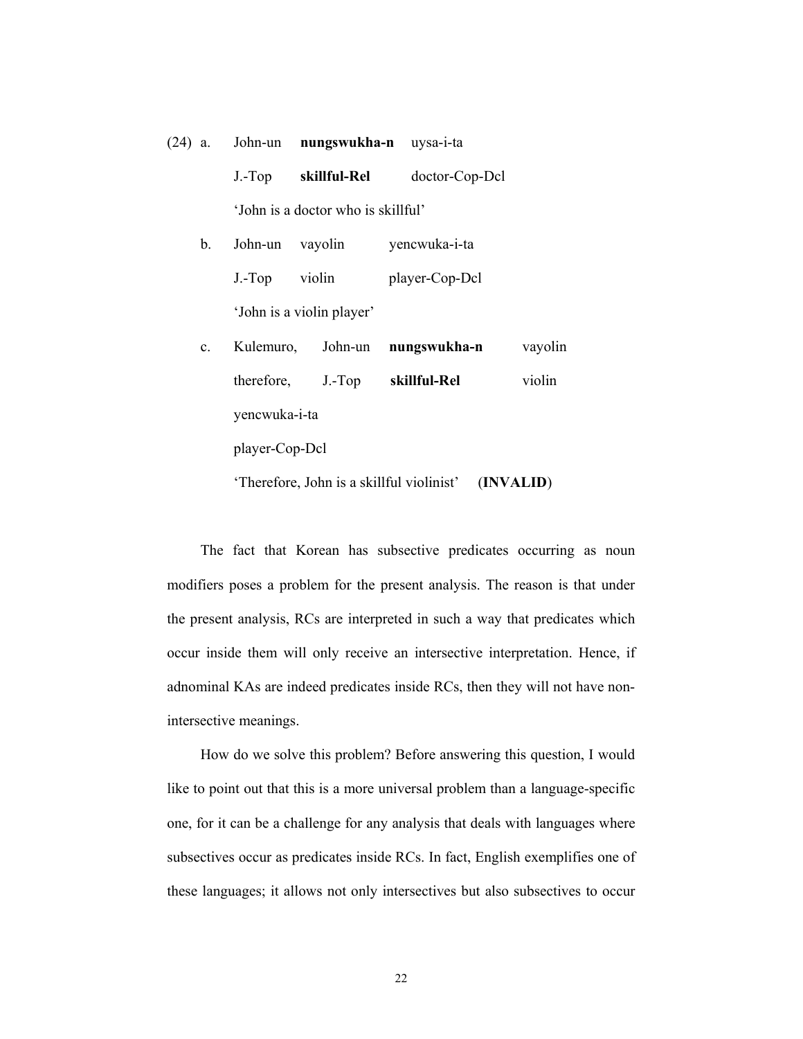(24) a. John-un **nungswukha-n** uysa-i-ta

J.-Top **skillful-Rel** doctor-Cop-Dcl

'John is a doctor who is skillful'

b. John-un vayolin yencwuka-i-ta

J.-Top violin player-Cop-Dcl

'John is a violin player'

c. Kulemuro, John-un **nungswukha-n** vayolin

therefore, J.-Top **skillful-Rel** violin

yencwuka-i-ta

player-Cop-Dcl

'Therefore, John is a skillful violinist' (**INVALID**)

The fact that Korean has subsective predicates occurring as noun modifiers poses a problem for the present analysis. The reason is that under the present analysis, RCs are interpreted in such a way that predicates which occur inside them will only receive an intersective interpretation. Hence, if adnominal KAs are indeed predicates inside RCs, then they will not have non-intersective meanings.

How do we solve this problem? Before answering this question, I would like to point out that this is a more universal problem than a language-specific one, for it can be a challenge for any analysis that deals with languages where subsectives occur as predicates inside RCs. In fact, English exemplifies one of these languages; it allows not only intersectives but also subsectives to occur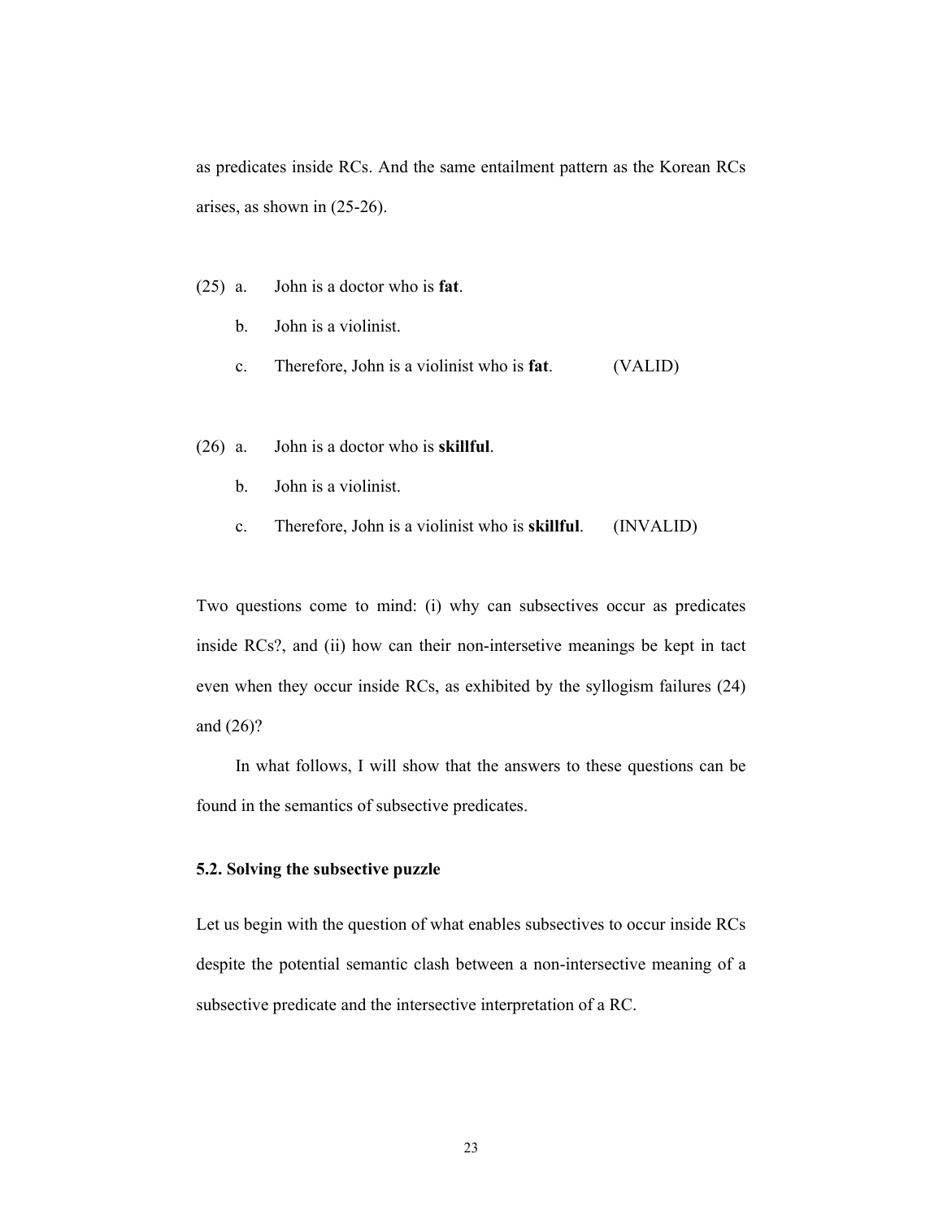as predicates inside RCs. And the same entailment pattern as the Korean RCs arises, as shown in (25-26).

(25) a. John is a doctor who is **fat**.

  b. John is a violinist.

  c. Therefore, John is a violinist who is **fat**.   (VALID)

(26) a. John is a doctor who is **skillful**.

  b. John is a violinist.

  c. Therefore, John is a violinist who is **skillful**.   (INVALID)

Two questions come to mind: (i) why can subsectives occur as predicates inside RCs?, and (ii) how can their non-intersetive meanings be kept in tact even when they occur inside RCs, as exhibited by the syllogism failures (24) and (26)?

In what follows, I will show that the answers to these questions can be found in the semantics of subsective predicates.

### 5.2. Solving the subsective puzzle

Let us begin with the question of what enables subsectives to occur inside RCs despite the potential semantic clash between a non-intersective meaning of a subsective predicate and the intersective interpretation of a RC.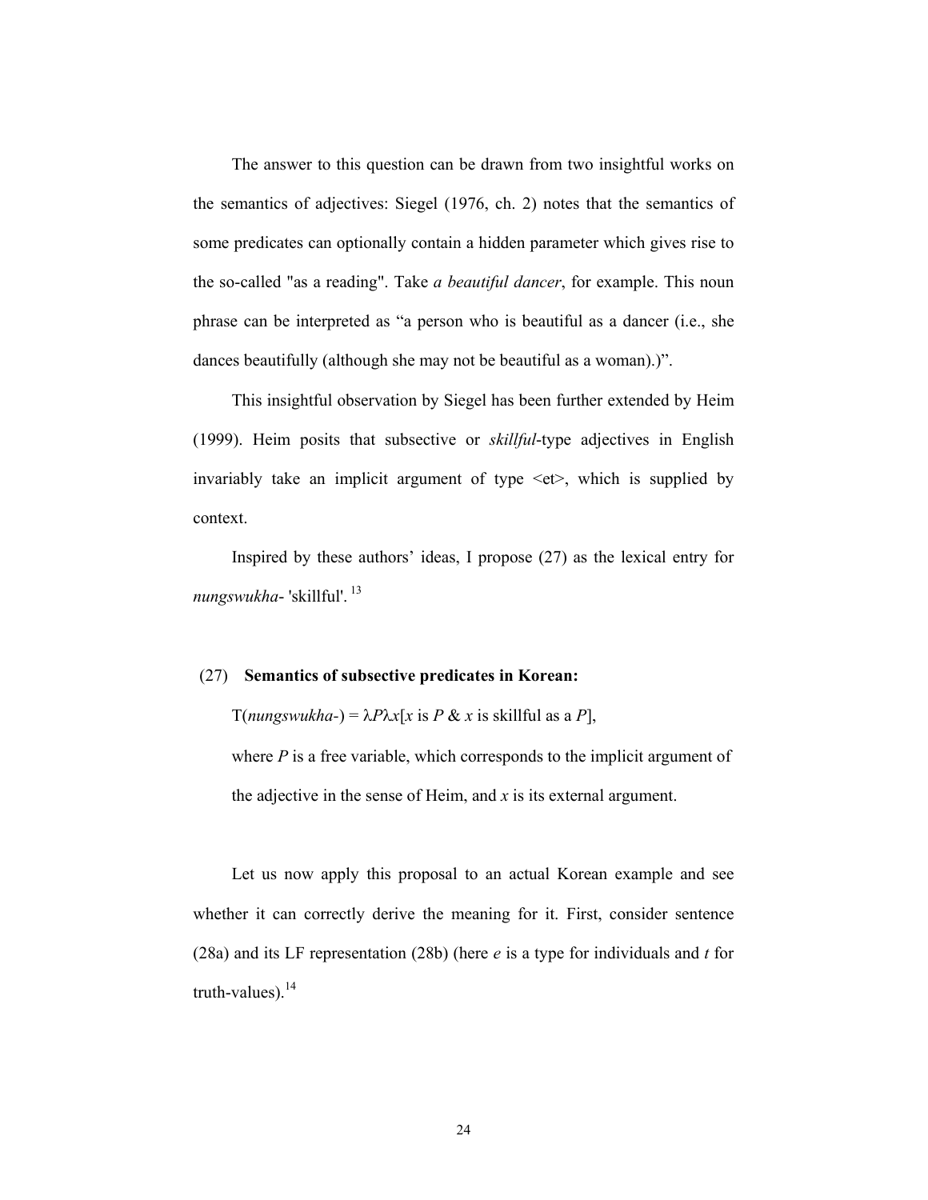The answer to this question can be drawn from two insightful works on the semantics of adjectives: Siegel (1976, ch. 2) notes that the semantics of some predicates can optionally contain a hidden parameter which gives rise to the so-called "as a reading". Take *a beautiful dancer*, for example. This noun phrase can be interpreted as "a person who is beautiful as a dancer (i.e., she dances beautifully (although she may not be beautiful as a woman).)".

This insightful observation by Siegel has been further extended by Heim (1999). Heim posits that subsective or *skillful*-type adjectives in English invariably take an implicit argument of type <et>, which is supplied by context.

Inspired by these authors' ideas, I propose (27) as the lexical entry for *nungswukha-* 'skillful'. [13]

(27) **Semantics of subsective predicates in Korean:**

T(*nungswukha-*) = $\lambda P \lambda x$[$x$ is $P$ & $x$ is skillful as a $P$],

where $P$ is a free variable, which corresponds to the implicit argument of the adjective in the sense of Heim, and $x$ is its external argument.

Let us now apply this proposal to an actual Korean example and see whether it can correctly derive the meaning for it. First, consider sentence (28a) and its LF representation (28b) (here $e$ is a type for individuals and $t$ for truth-values).[14]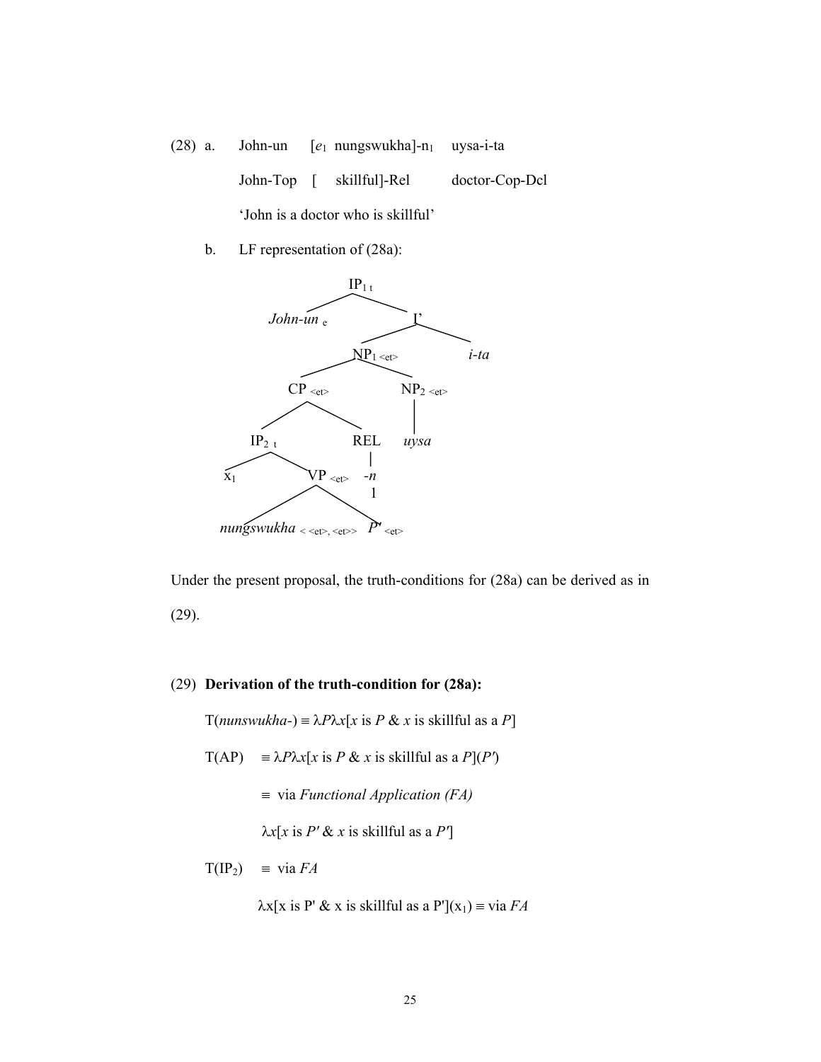(28) a. John-un [$e_1$ nungswukha]-$n_1$ uysa-i-ta

John-Top [ skillful]-Rel doctor-Cop-Dcl

'John is a doctor who is skillful'

b. LF representation of (28a):

```
                    IP1 t
                   /     \
          John-un e       I'
                         /   \
                   NP1 <et>   i-ta
                  /       \
            CP <et>       NP2 <et>
           /      \          |
       IP2 t      REL       uysa
       /   \       |
     x1   VP <et>  -n
          /    \    1
nungswukha <<et>,<et>>  P' <et>
```

Under the present proposal, the truth-conditions for (28a) can be derived as in (29).

(29) **Derivation of the truth-condition for (28a):**

T(*nunswukha-*) ≡ $\lambda P \lambda x$[*x* is *P* & *x* is skillful as a *P*]

T(AP) ≡ $\lambda P \lambda x$[*x* is *P* & *x* is skillful as a *P*]($P'$)

≡ via *Functional Application (FA)*

$\lambda x$[*x* is $P'$ & *x* is skillful as a $P'$]

T($IP_2$) ≡ via *FA*

$\lambda$x[x is P' & x is skillful as a P']($x_1$) ≡ via *FA*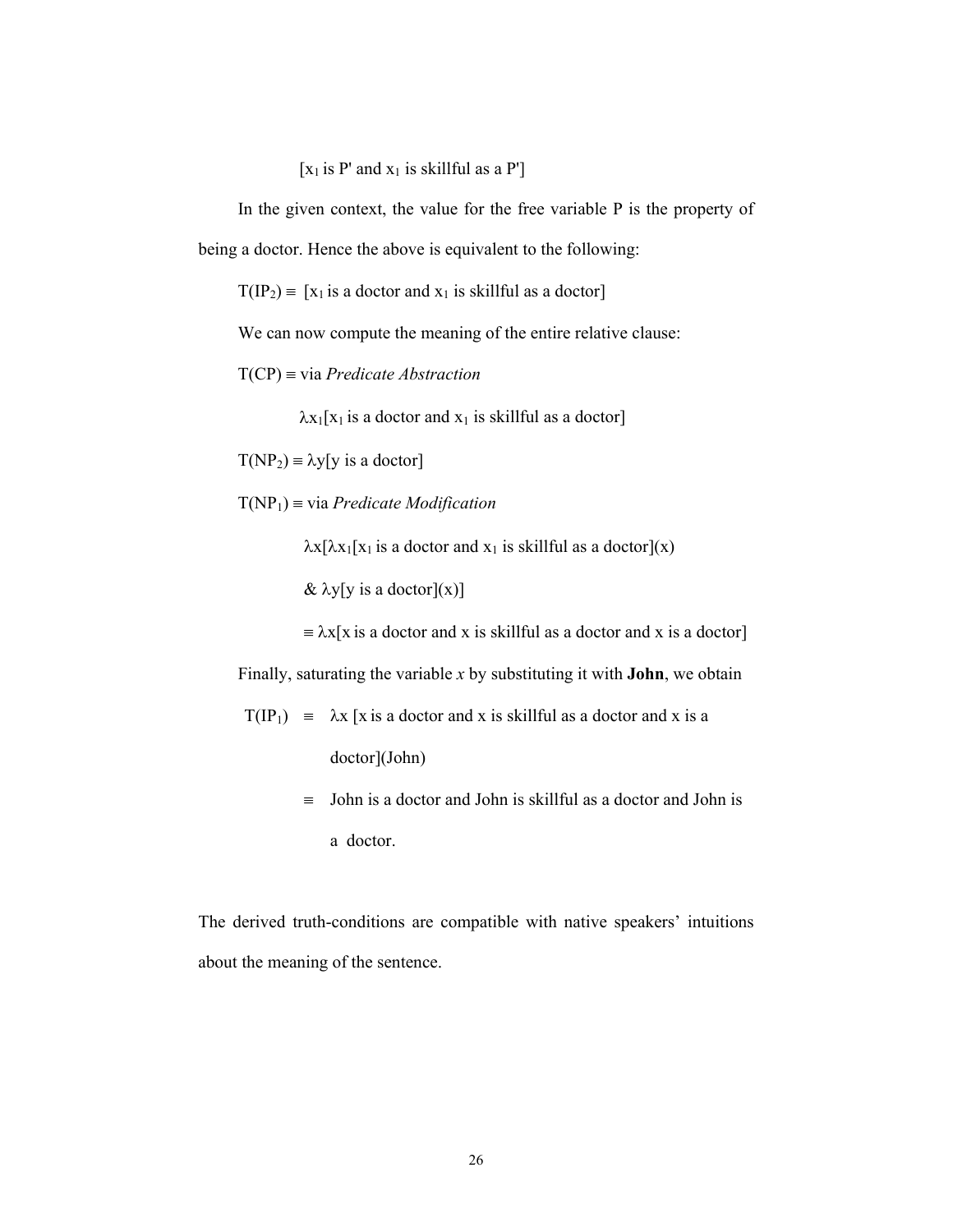$[x_1$ is P' and $x_1$ is skillful as a P']

In the given context, the value for the free variable P is the property of being a doctor. Hence the above is equivalent to the following:

$T(IP_2) \equiv$ [$x_1$ is a doctor and $x_1$ is skillful as a doctor]

We can now compute the meaning of the entire relative clause:

$T(CP) \equiv$ via *Predicate Abstraction*

$\lambda x_1$[$x_1$ is a doctor and $x_1$ is skillful as a doctor]

$T(NP_2) \equiv \lambda y$[y is a doctor]

$T(NP_1) \equiv$ via *Predicate Modification*

$\lambda x$[$\lambda x_1$[$x_1$ is a doctor and $x_1$ is skillful as a doctor](x)

& $\lambda y$[y is a doctor](x)]

$\equiv \lambda x$[x is a doctor and x is skillful as a doctor and x is a doctor]

Finally, saturating the variable *x* by substituting it with **John**, we obtain

$T(IP_1) \equiv \lambda x$ [x is a doctor and x is skillful as a doctor and x is a doctor](John)

$\equiv$ John is a doctor and John is skillful as a doctor and John is a doctor.

The derived truth-conditions are compatible with native speakers' intuitions about the meaning of the sentence.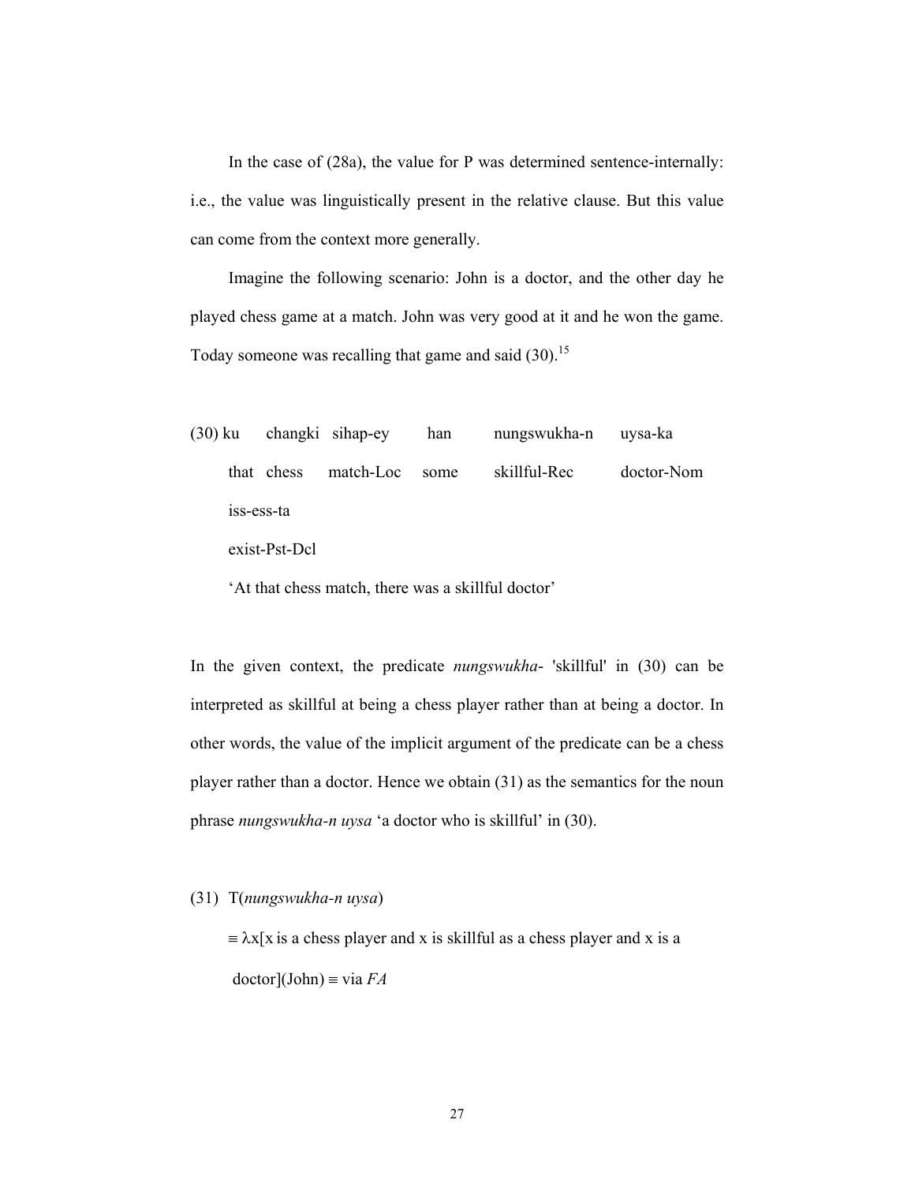In the case of (28a), the value for P was determined sentence-internally: i.e., the value was linguistically present in the relative clause. But this value can come from the context more generally.

Imagine the following scenario: John is a doctor, and the other day he played chess game at a match. John was very good at it and he won the game. Today someone was recalling that game and said (30).[15]

(30) ku changki sihap-ey han nungswukha-n uysa-ka
that chess match-Loc some skillful-Rec doctor-Nom
iss-ess-ta
exist-Pst-Dcl
'At that chess match, there was a skillful doctor'

In the given context, the predicate *nungswukha-* 'skillful' in (30) can be interpreted as skillful at being a chess player rather than at being a doctor. In other words, the value of the implicit argument of the predicate can be a chess player rather than a doctor. Hence we obtain (31) as the semantics for the noun phrase *nungswukha-n uysa* 'a doctor who is skillful' in (30).

(31) T(*nungswukha-n uysa*)
≡ λx[x is a chess player and x is skillful as a chess player and x is a doctor](John) ≡ via *FA*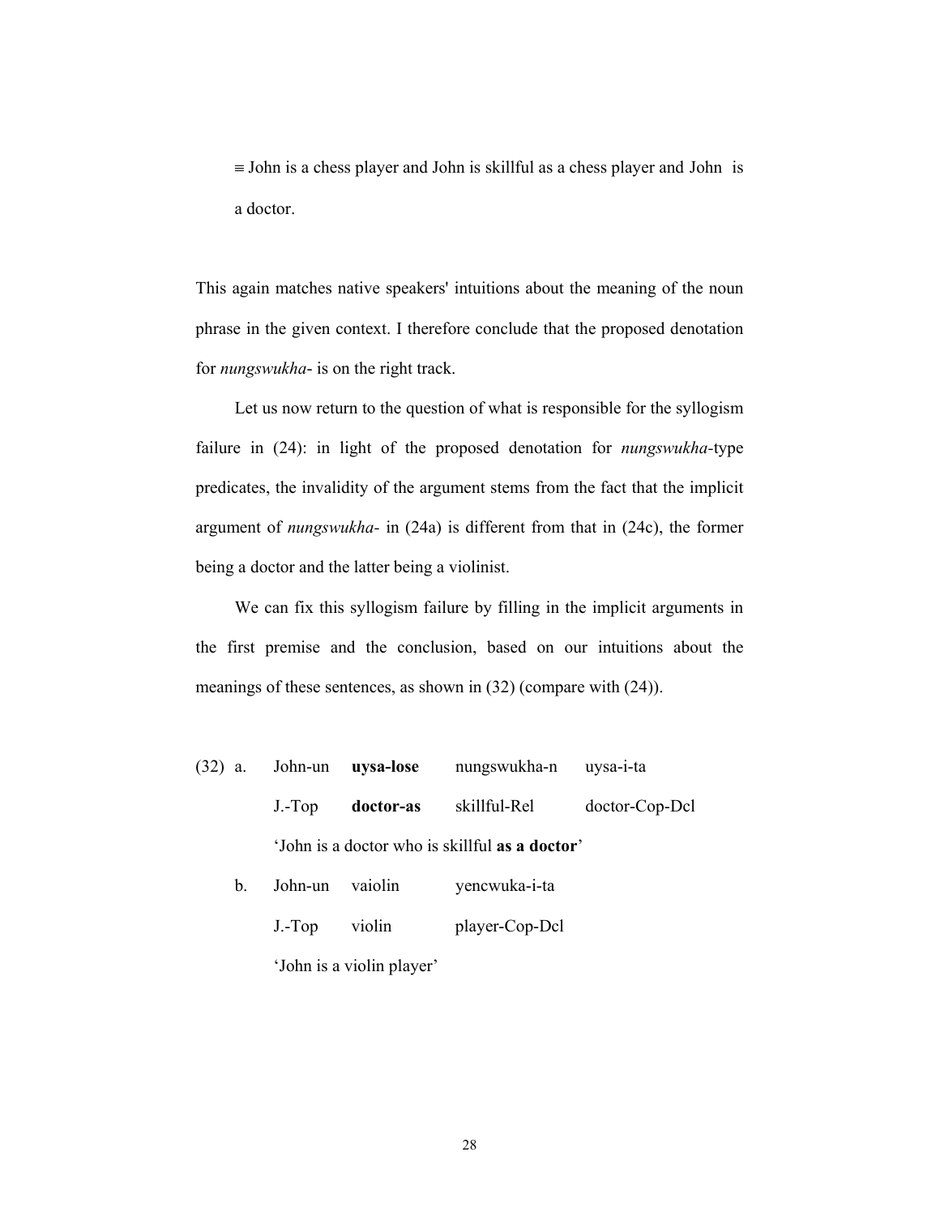≡ John is a chess player and John is skillful as a chess player and John is a doctor.

This again matches native speakers' intuitions about the meaning of the noun phrase in the given context. I therefore conclude that the proposed denotation for *nungswukha-* is on the right track.

Let us now return to the question of what is responsible for the syllogism failure in (24): in light of the proposed denotation for *nungswukha*-type predicates, the invalidity of the argument stems from the fact that the implicit argument of *nungswukha-* in (24a) is different from that in (24c), the former being a doctor and the latter being a violinist.

We can fix this syllogism failure by filling in the implicit arguments in the first premise and the conclusion, based on our intuitions about the meanings of these sentences, as shown in (32) (compare with (24)).

(32) a. John-un **uysa-lose** nungswukha-n uysa-i-ta

J.-Top **doctor-as** skillful-Rel doctor-Cop-Dcl

'John is a doctor who is skillful **as a doctor**'

b. John-un vaiolin yencwuka-i-ta

J.-Top violin player-Cop-Dcl

'John is a violin player'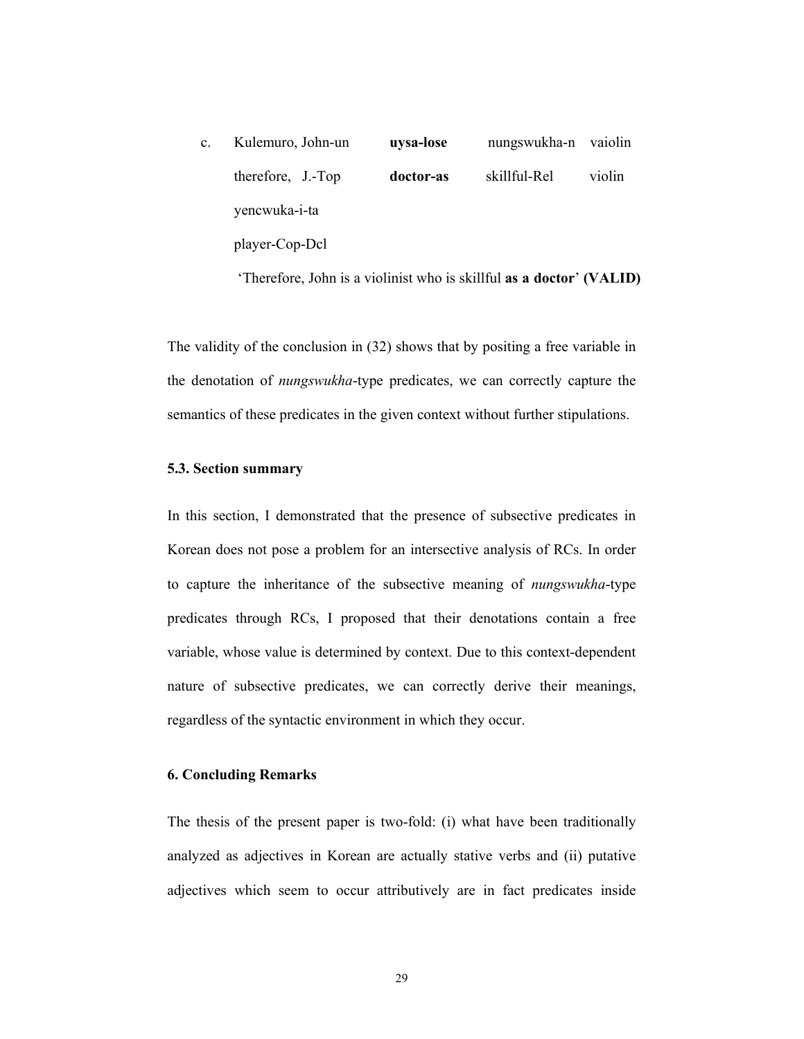c. Kulemuro, John-un **uysa-lose** nungswukha-n vaiolin
   therefore, J.-Top **doctor-as** skillful-Rel violin
   yencwuka-i-ta
   player-Cop-Dcl
   'Therefore, John is a violinist who is skillful **as a doctor**' **(VALID)**

The validity of the conclusion in (32) shows that by positing a free variable in the denotation of *nungswukha*-type predicates, we can correctly capture the semantics of these predicates in the given context without further stipulations.

### 5.3. Section summary

In this section, I demonstrated that the presence of subsective predicates in Korean does not pose a problem for an intersective analysis of RCs. In order to capture the inheritance of the subsective meaning of *nungswukha*-type predicates through RCs, I proposed that their denotations contain a free variable, whose value is determined by context. Due to this context-dependent nature of subsective predicates, we can correctly derive their meanings, regardless of the syntactic environment in which they occur.

## 6. Concluding Remarks

The thesis of the present paper is two-fold: (i) what have been traditionally analyzed as adjectives in Korean are actually stative verbs and (ii) putative adjectives which seem to occur attributively are in fact predicates inside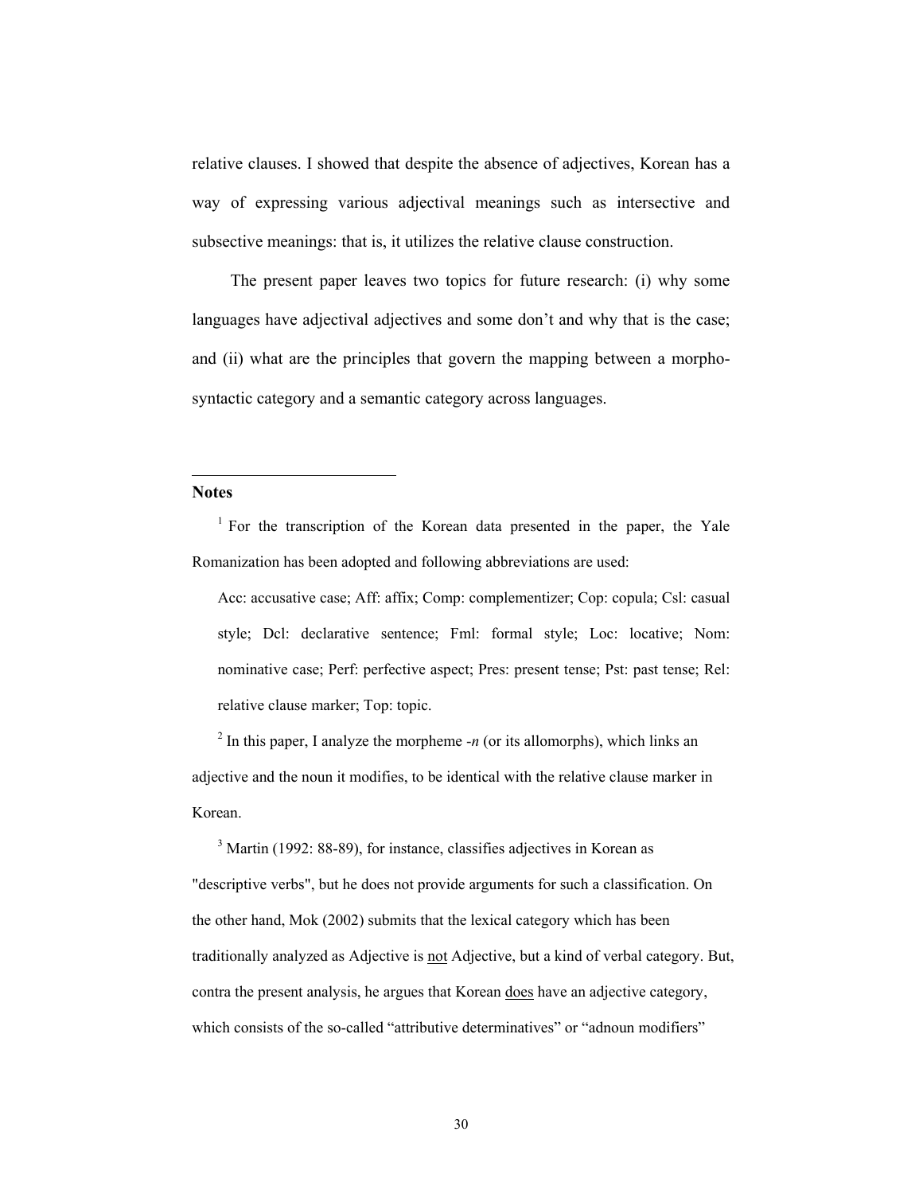relative clauses. I showed that despite the absence of adjectives, Korean has a way of expressing various adjectival meanings such as intersective and subsective meanings: that is, it utilizes the relative clause construction.

The present paper leaves two topics for future research: (i) why some languages have adjectival adjectives and some don't and why that is the case; and (ii) what are the principles that govern the mapping between a morpho-syntactic category and a semantic category across languages.

---

**Notes**

[1] For the transcription of the Korean data presented in the paper, the Yale Romanization has been adopted and following abbreviations are used:

> Acc: accusative case; Aff: affix; Comp: complementizer; Cop: copula; Csl: casual style; Dcl: declarative sentence; Fml: formal style; Loc: locative; Nom: nominative case; Perf: perfective aspect; Pres: present tense; Pst: past tense; Rel: relative clause marker; Top: topic.

[2] In this paper, I analyze the morpheme *-n* (or its allomorphs), which links an adjective and the noun it modifies, to be identical with the relative clause marker in Korean.

[3] Martin (1992: 88-89), for instance, classifies adjectives in Korean as "descriptive verbs", but he does not provide arguments for such a classification. On the other hand, Mok (2002) submits that the lexical category which has been traditionally analyzed as Adjective is <u>not</u> Adjective, but a kind of verbal category. But, contra the present analysis, he argues that Korean <u>does</u> have an adjective category, which consists of the so-called "attributive determinatives" or "adnoun modifiers"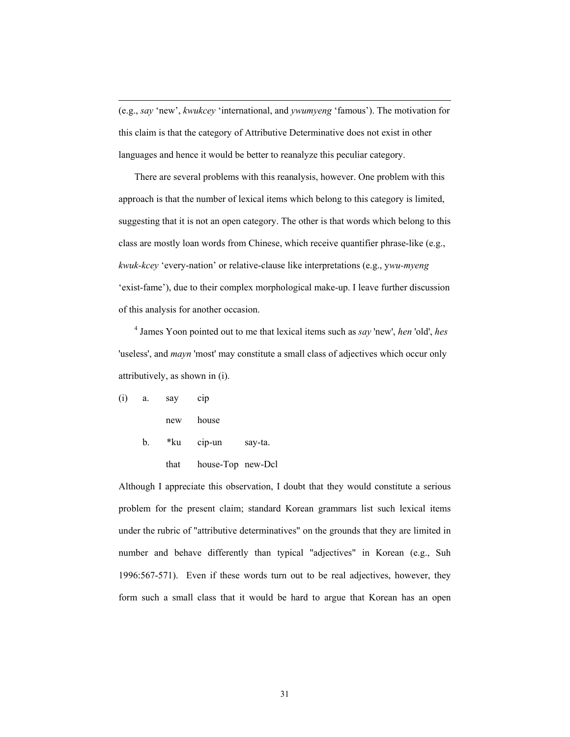(e.g., *say* ‘new’, *kwukcey* ‘international, and *ywumyeng* ‘famous’). The motivation for this claim is that the category of Attributive Determinative does not exist in other languages and hence it would be better to reanalyze this peculiar category.

There are several problems with this reanalysis, however. One problem with this approach is that the number of lexical items which belong to this category is limited, suggesting that it is not an open category. The other is that words which belong to this class are mostly loan words from Chinese, which receive quantifier phrase-like (e.g., *kwuk-kcey* ‘every-nation’ or relative-clause like interpretations (e.g., y*wu-myeng* ‘exist-fame’), due to their complex morphological make-up. I leave further discussion of this analysis for another occasion.

[4] James Yoon pointed out to me that lexical items such as *say* 'new', *hen* 'old', *hes* 'useless', and *mayn* 'most' may constitute a small class of adjectives which occur only attributively, as shown in (i).

(i) a. say cip
new house

b. *ku cip-un say-ta.
that house-Top new-Dcl

Although I appreciate this observation, I doubt that they would constitute a serious problem for the present claim; standard Korean grammars list such lexical items under the rubric of "attributive determinatives" on the grounds that they are limited in number and behave differently than typical "adjectives" in Korean (e.g., Suh 1996:567-571). Even if these words turn out to be real adjectives, however, they form such a small class that it would be hard to argue that Korean has an open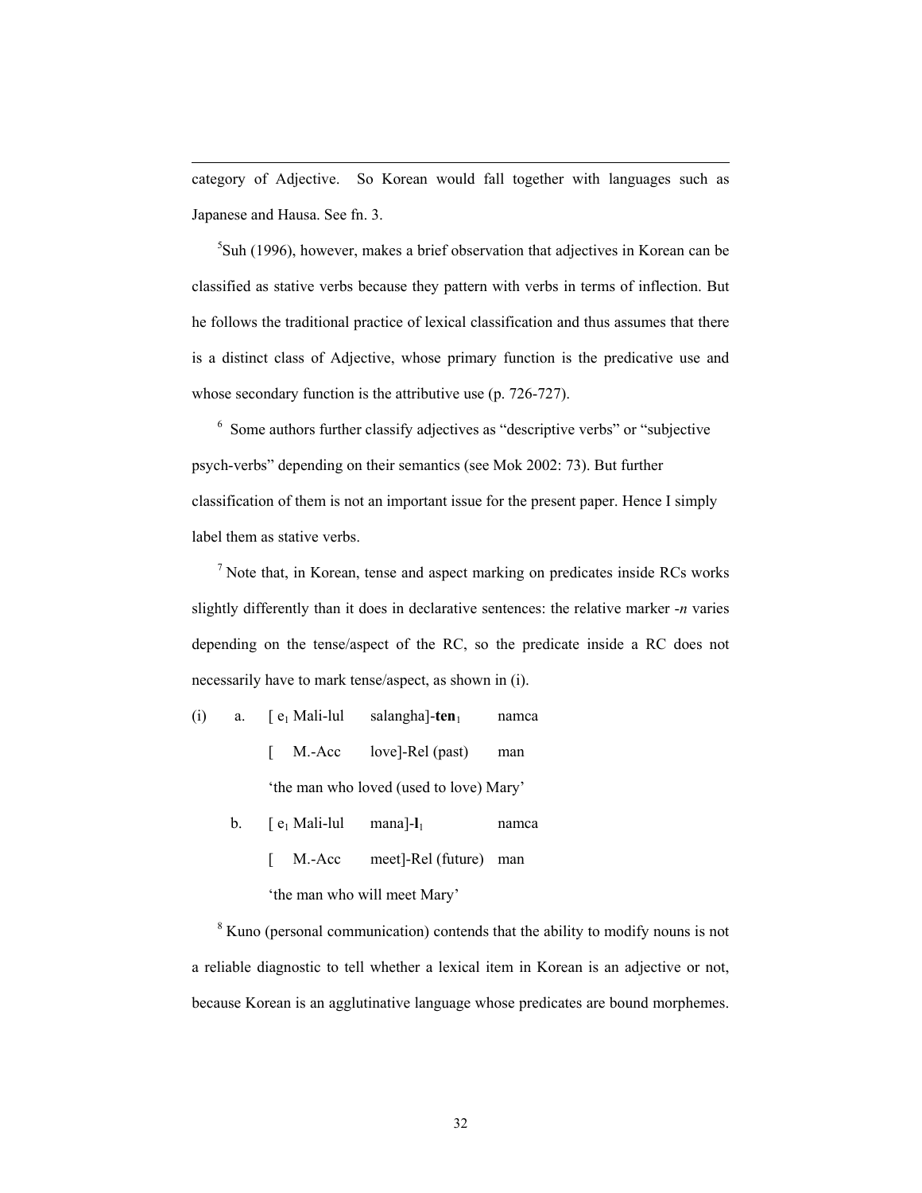category of Adjective. So Korean would fall together with languages such as Japanese and Hausa. See fn. 3.

[5]Suh (1996), however, makes a brief observation that adjectives in Korean can be classified as stative verbs because they pattern with verbs in terms of inflection. But he follows the traditional practice of lexical classification and thus assumes that there is a distinct class of Adjective, whose primary function is the predicative use and whose secondary function is the attributive use (p. 726-727).

[6] Some authors further classify adjectives as "descriptive verbs" or "subjective psych-verbs" depending on their semantics (see Mok 2002: 73). But further classification of them is not an important issue for the present paper. Hence I simply label them as stative verbs.

[7] Note that, in Korean, tense and aspect marking on predicates inside RCs works slightly differently than it does in declarative sentences: the relative marker *-n* varies depending on the tense/aspect of the RC, so the predicate inside a RC does not necessarily have to mark tense/aspect, as shown in (i).

(i) a. [ $e_1$ Mali-lul salangha]-**ten**$_1$ namca
   [ M.-Acc love]-Rel (past) man
   'the man who loved (used to love) Mary'

b. [ $e_1$ Mali-lul mana]-**l**$_1$ namca
   [ M.-Acc meet]-Rel (future) man
   'the man who will meet Mary'

[8] Kuno (personal communication) contends that the ability to modify nouns is not a reliable diagnostic to tell whether a lexical item in Korean is an adjective or not, because Korean is an agglutinative language whose predicates are bound morphemes.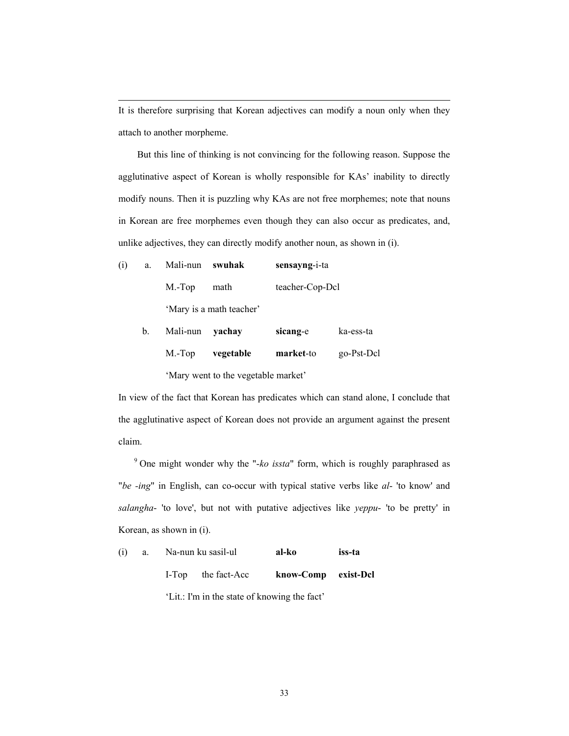---

It is therefore surprising that Korean adjectives can modify a noun only when they attach to another morpheme.

But this line of thinking is not convincing for the following reason. Suppose the agglutinative aspect of Korean is wholly responsible for KAs' inability to directly modify nouns. Then it is puzzling why KAs are not free morphemes; note that nouns in Korean are free morphemes even though they can also occur as predicates, and, unlike adjectives, they can directly modify another noun, as shown in (i).

(i) a. Mali-nun **swuhak** **sensayng**-i-ta
    M.-Top math teacher-Cop-Dcl
    'Mary is a math teacher'

  b. Mali-nun **yachay** **sicang**-e ka-ess-ta
    M.-Top **vegetable** **market**-to go-Pst-Dcl
    'Mary went to the vegetable market'

In view of the fact that Korean has predicates which can stand alone, I conclude that the agglutinative aspect of Korean does not provide an argument against the present claim.

[9] One might wonder why the "*-ko issta*" form, which is roughly paraphrased as "*be -ing*" in English, can co-occur with typical stative verbs like *al-* 'to know' and *salangha-* 'to love', but not with putative adjectives like *yeppu-* 'to be pretty' in Korean, as shown in (i).

(i) a. Na-nun ku sasil-ul **al-ko** **iss-ta**
    I-Top the fact-Acc **know-Comp** **exist-Dcl**
    'Lit.: I'm in the state of knowing the fact'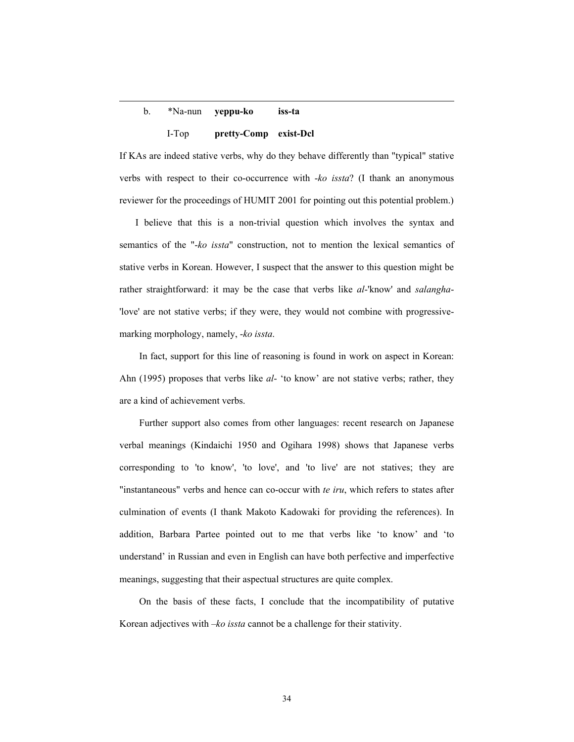b. *Na-nun **yeppu-ko** **iss-ta**

I-Top **pretty-Comp** **exist-Dcl**

If KAs are indeed stative verbs, why do they behave differently than "typical" stative verbs with respect to their co-occurrence with *-ko issta*? (I thank an anonymous reviewer for the proceedings of HUMIT 2001 for pointing out this potential problem.)

I believe that this is a non-trivial question which involves the syntax and semantics of the "*-ko issta*" construction, not to mention the lexical semantics of stative verbs in Korean. However, I suspect that the answer to this question might be rather straightforward: it may be the case that verbs like *al*-'know' and *salangha*-'love' are not stative verbs; if they were, they would not combine with progressive-marking morphology, namely, *-ko issta*.

In fact, support for this line of reasoning is found in work on aspect in Korean: Ahn (1995) proposes that verbs like *al*- 'to know' are not stative verbs; rather, they are a kind of achievement verbs.

Further support also comes from other languages: recent research on Japanese verbal meanings (Kindaichi 1950 and Ogihara 1998) shows that Japanese verbs corresponding to 'to know', 'to love', and 'to live' are not statives; they are "instantaneous" verbs and hence can co-occur with *te iru*, which refers to states after culmination of events (I thank Makoto Kadowaki for providing the references). In addition, Barbara Partee pointed out to me that verbs like 'to know' and 'to understand' in Russian and even in English can have both perfective and imperfective meanings, suggesting that their aspectual structures are quite complex.

On the basis of these facts, I conclude that the incompatibility of putative Korean adjectives with *–ko issta* cannot be a challenge for their stativity.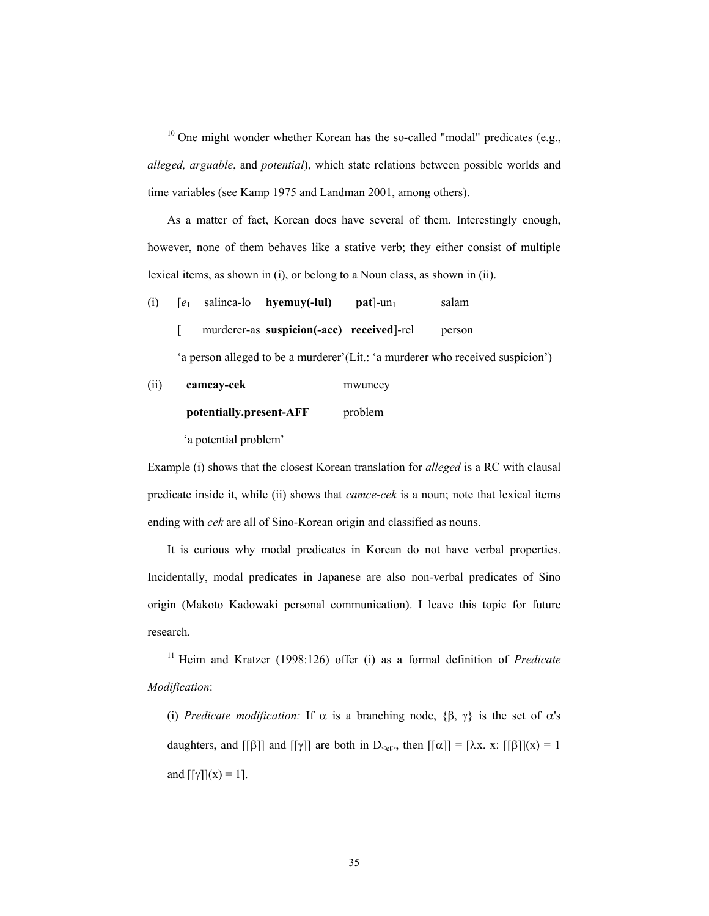[10] One might wonder whether Korean has the so-called "modal" predicates (e.g., *alleged, arguable*, and *potential*), which state relations between possible worlds and time variables (see Kamp 1975 and Landman 2001, among others).

As a matter of fact, Korean does have several of them. Interestingly enough, however, none of them behaves like a stative verb; they either consist of multiple lexical items, as shown in (i), or belong to a Noun class, as shown in (ii).

(i) [$e_1$ salinca-lo **hyemuy(-lul)** **pat**]-un$_1$ salam

[ murderer-as **suspicion(-acc)** **received**]-rel person

'a person alleged to be a murderer'(Lit.: 'a murderer who received suspicion')

(ii) **camcay-cek** mwuncey

**potentially.present-AFF** problem

'a potential problem'

Example (i) shows that the closest Korean translation for *alleged* is a RC with clausal predicate inside it, while (ii) shows that *camce-cek* is a noun; note that lexical items ending with *cek* are all of Sino-Korean origin and classified as nouns.

It is curious why modal predicates in Korean do not have verbal properties. Incidentally, modal predicates in Japanese are also non-verbal predicates of Sino origin (Makoto Kadowaki personal communication). I leave this topic for future research.

[11] Heim and Kratzer (1998:126) offer (i) as a formal definition of *Predicate Modification*:

(i) *Predicate modification:* If $\alpha$ is a branching node, $\{\beta, \gamma\}$ is the set of $\alpha$'s daughters, and $[[\beta]]$ and $[[\gamma]]$ are both in $D_{<et>}$, then $[[\alpha]] = [\lambda x.\ x{:}\ [[\beta]](x) = 1$ and $[[\gamma]](x) = 1]$.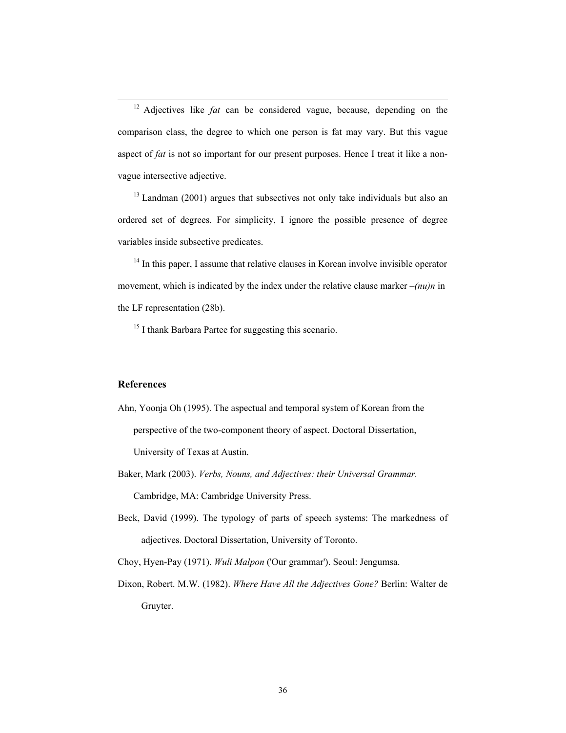[12] Adjectives like *fat* can be considered vague, because, depending on the comparison class, the degree to which one person is fat may vary. But this vague aspect of *fat* is not so important for our present purposes. Hence I treat it like a non-vague intersective adjective.

[13] Landman (2001) argues that subsectives not only take individuals but also an ordered set of degrees. For simplicity, I ignore the possible presence of degree variables inside subsective predicates.

[14] In this paper, I assume that relative clauses in Korean involve invisible operator movement, which is indicated by the index under the relative clause marker *–(nu)n* in the LF representation (28b).

[15] I thank Barbara Partee for suggesting this scenario.

## References

Ahn, Yoonja Oh (1995). The aspectual and temporal system of Korean from the perspective of the two-component theory of aspect. Doctoral Dissertation, University of Texas at Austin.

Baker, Mark (2003). *Verbs, Nouns, and Adjectives: their Universal Grammar.* Cambridge, MA: Cambridge University Press.

Beck, David (1999). The typology of parts of speech systems: The markedness of adjectives. Doctoral Dissertation, University of Toronto.

Choy, Hyen-Pay (1971). *Wuli Malpon* ('Our grammar'). Seoul: Jengumsa.

Dixon, Robert. M.W. (1982). *Where Have All the Adjectives Gone?* Berlin: Walter de Gruyter.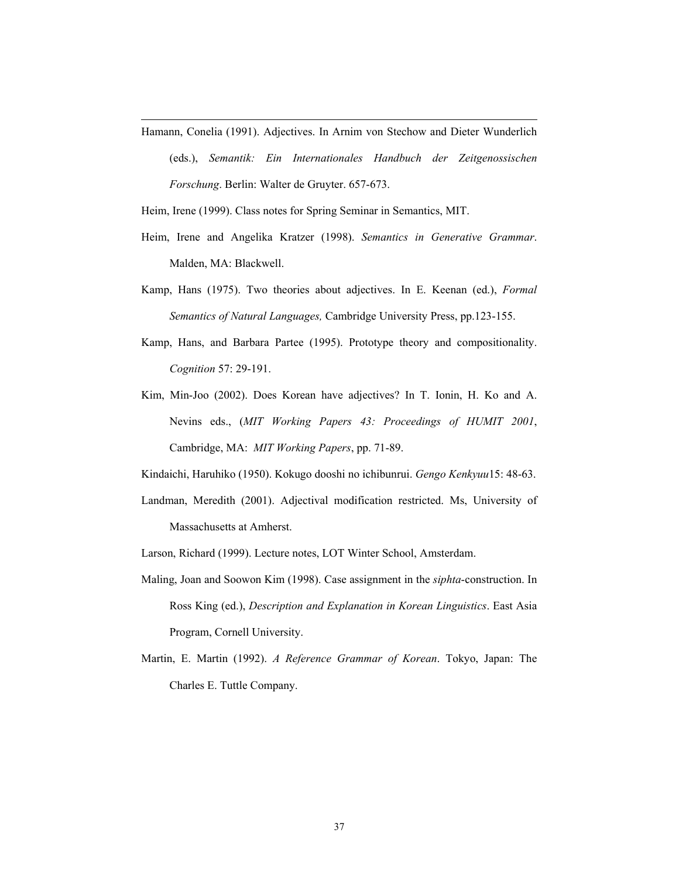Hamann, Conelia (1991). Adjectives. In Arnim von Stechow and Dieter Wunderlich (eds.), *Semantik: Ein Internationales Handbuch der Zeitgenossischen Forschung*. Berlin: Walter de Gruyter. 657-673.

Heim, Irene (1999). Class notes for Spring Seminar in Semantics, MIT.

Heim, Irene and Angelika Kratzer (1998). *Semantics in Generative Grammar*. Malden, MA: Blackwell.

Kamp, Hans (1975). Two theories about adjectives. In E. Keenan (ed.), *Formal Semantics of Natural Languages,* Cambridge University Press, pp.123-155.

Kamp, Hans, and Barbara Partee (1995). Prototype theory and compositionality. *Cognition* 57: 29-191.

Kim, Min-Joo (2002). Does Korean have adjectives? In T. Ionin, H. Ko and A. Nevins eds., (*MIT Working Papers 43: Proceedings of HUMIT 2001*, Cambridge, MA: *MIT Working Papers*, pp. 71-89.

Kindaichi, Haruhiko (1950). Kokugo dooshi no ichibunrui. *Gengo Kenkyuu*15: 48-63.

Landman, Meredith (2001). Adjectival modification restricted. Ms, University of Massachusetts at Amherst.

Larson, Richard (1999). Lecture notes, LOT Winter School, Amsterdam.

Maling, Joan and Soowon Kim (1998). Case assignment in the *siphta*-construction. In Ross King (ed.), *Description and Explanation in Korean Linguistics*. East Asia Program, Cornell University.

Martin, E. Martin (1992). *A Reference Grammar of Korean*. Tokyo, Japan: The Charles E. Tuttle Company.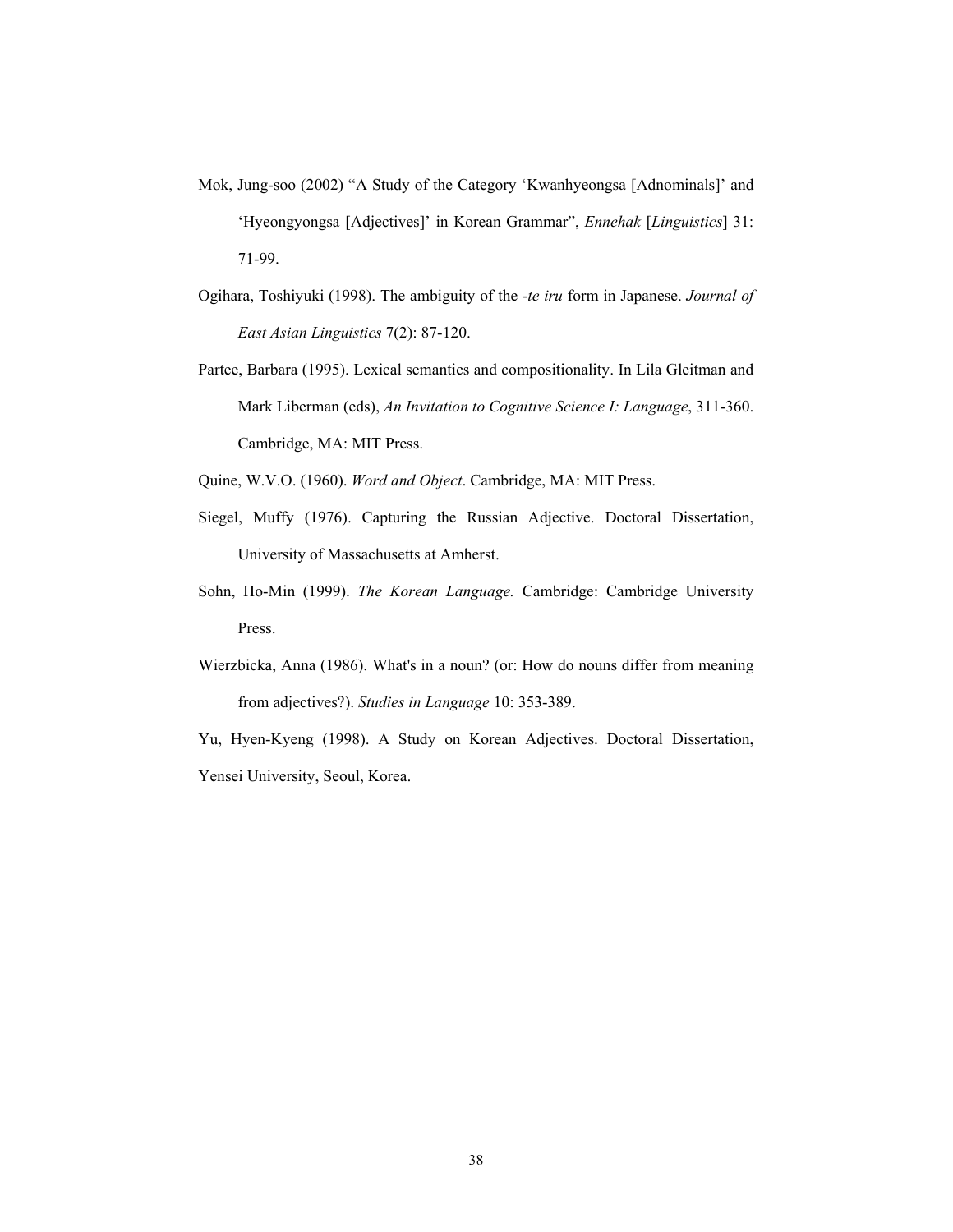Mok, Jung-soo (2002) “A Study of the Category ‘Kwanhyeongsa [Adnominals]’ and ‘Hyeongyongsa [Adjectives]’ in Korean Grammar”, *Ennehak* [*Linguistics*] 31: 71-99.

Ogihara, Toshiyuki (1998). The ambiguity of the -*te iru* form in Japanese. *Journal of East Asian Linguistics* 7(2): 87-120.

Partee, Barbara (1995). Lexical semantics and compositionality. In Lila Gleitman and Mark Liberman (eds), *An Invitation to Cognitive Science I: Language*, 311-360. Cambridge, MA: MIT Press.

Quine, W.V.O. (1960). *Word and Object*. Cambridge, MA: MIT Press.

Siegel, Muffy (1976). Capturing the Russian Adjective. Doctoral Dissertation, University of Massachusetts at Amherst.

Sohn, Ho-Min (1999). *The Korean Language.* Cambridge: Cambridge University Press.

Wierzbicka, Anna (1986). What's in a noun? (or: How do nouns differ from meaning from adjectives?). *Studies in Language* 10: 353-389.

Yu, Hyen-Kyeng (1998). A Study on Korean Adjectives. Doctoral Dissertation, Yensei University, Seoul, Korea.